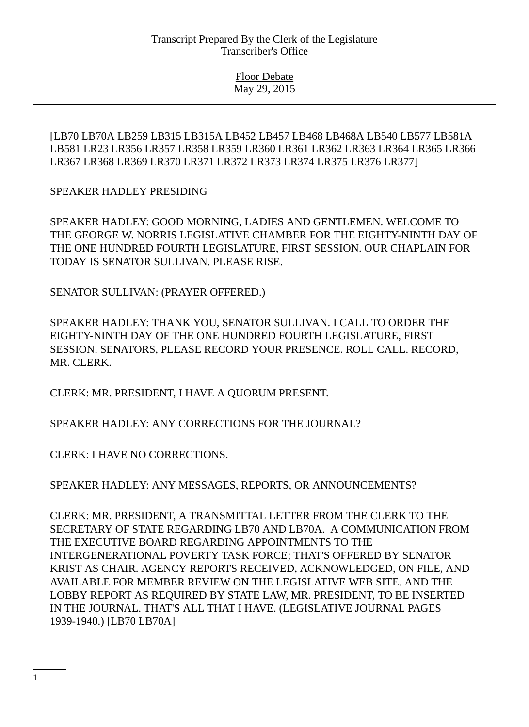Transcript Prepared By the Clerk of the Legislature
Transcriber's Office

Floor Debate
May 29, 2015

[LB70 LB70A LB259 LB315 LB315A LB452 LB457 LB468 LB468A LB540 LB577 LB581A LB581 LR23 LR356 LR357 LR358 LR359 LR360 LR361 LR362 LR363 LR364 LR365 LR366 LR367 LR368 LR369 LR370 LR371 LR372 LR373 LR374 LR375 LR376 LR377]

SPEAKER HADLEY PRESIDING

SPEAKER HADLEY: GOOD MORNING, LADIES AND GENTLEMEN. WELCOME TO THE GEORGE W. NORRIS LEGISLATIVE CHAMBER FOR THE EIGHTY-NINTH DAY OF THE ONE HUNDRED FOURTH LEGISLATURE, FIRST SESSION. OUR CHAPLAIN FOR TODAY IS SENATOR SULLIVAN. PLEASE RISE.

SENATOR SULLIVAN: (PRAYER OFFERED.)

SPEAKER HADLEY: THANK YOU, SENATOR SULLIVAN. I CALL TO ORDER THE EIGHTY-NINTH DAY OF THE ONE HUNDRED FOURTH LEGISLATURE, FIRST SESSION. SENATORS, PLEASE RECORD YOUR PRESENCE. ROLL CALL. RECORD, MR. CLERK.

CLERK: MR. PRESIDENT, I HAVE A QUORUM PRESENT.

SPEAKER HADLEY: ANY CORRECTIONS FOR THE JOURNAL?

CLERK: I HAVE NO CORRECTIONS.

SPEAKER HADLEY: ANY MESSAGES, REPORTS, OR ANNOUNCEMENTS?

CLERK: MR. PRESIDENT, A TRANSMITTAL LETTER FROM THE CLERK TO THE SECRETARY OF STATE REGARDING LB70 AND LB70A. A COMMUNICATION FROM THE EXECUTIVE BOARD REGARDING APPOINTMENTS TO THE INTERGENERATIONAL POVERTY TASK FORCE; THAT'S OFFERED BY SENATOR KRIST AS CHAIR. AGENCY REPORTS RECEIVED, ACKNOWLEDGED, ON FILE, AND AVAILABLE FOR MEMBER REVIEW ON THE LEGISLATIVE WEB SITE. AND THE LOBBY REPORT AS REQUIRED BY STATE LAW, MR. PRESIDENT, TO BE INSERTED IN THE JOURNAL. THAT'S ALL THAT I HAVE. (LEGISLATIVE JOURNAL PAGES 1939-1940.) [LB70 LB70A]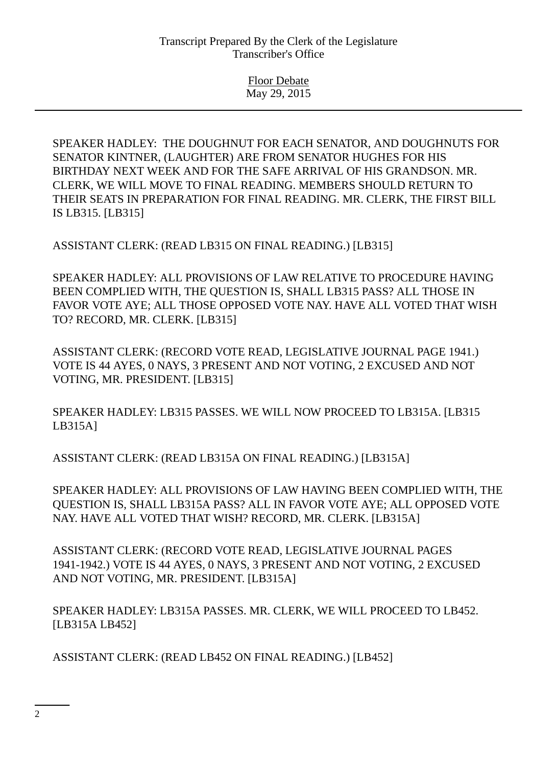SPEAKER HADLEY: THE DOUGHNUT FOR EACH SENATOR, AND DOUGHNUTS FOR SENATOR KINTNER, (LAUGHTER) ARE FROM SENATOR HUGHES FOR HIS BIRTHDAY NEXT WEEK AND FOR THE SAFE ARRIVAL OF HIS GRANDSON. MR. CLERK, WE WILL MOVE TO FINAL READING. MEMBERS SHOULD RETURN TO THEIR SEATS IN PREPARATION FOR FINAL READING. MR. CLERK, THE FIRST BILL IS LB315. [LB315]

ASSISTANT CLERK: (READ LB315 ON FINAL READING.) [LB315]

SPEAKER HADLEY: ALL PROVISIONS OF LAW RELATIVE TO PROCEDURE HAVING BEEN COMPLIED WITH, THE QUESTION IS, SHALL LB315 PASS? ALL THOSE IN FAVOR VOTE AYE; ALL THOSE OPPOSED VOTE NAY. HAVE ALL VOTED THAT WISH TO? RECORD, MR. CLERK. [LB315]

ASSISTANT CLERK: (RECORD VOTE READ, LEGISLATIVE JOURNAL PAGE 1941.) VOTE IS 44 AYES, 0 NAYS, 3 PRESENT AND NOT VOTING, 2 EXCUSED AND NOT VOTING, MR. PRESIDENT. [LB315]

SPEAKER HADLEY: LB315 PASSES. WE WILL NOW PROCEED TO LB315A. [LB315 LB315A]

ASSISTANT CLERK: (READ LB315A ON FINAL READING.) [LB315A]

SPEAKER HADLEY: ALL PROVISIONS OF LAW HAVING BEEN COMPLIED WITH, THE QUESTION IS, SHALL LB315A PASS? ALL IN FAVOR VOTE AYE; ALL OPPOSED VOTE NAY. HAVE ALL VOTED THAT WISH? RECORD, MR. CLERK. [LB315A]

ASSISTANT CLERK: (RECORD VOTE READ, LEGISLATIVE JOURNAL PAGES 1941-1942.) VOTE IS 44 AYES, 0 NAYS, 3 PRESENT AND NOT VOTING, 2 EXCUSED AND NOT VOTING, MR. PRESIDENT. [LB315A]

SPEAKER HADLEY: LB315A PASSES. MR. CLERK, WE WILL PROCEED TO LB452. [LB315A LB452]

ASSISTANT CLERK: (READ LB452 ON FINAL READING.) [LB452]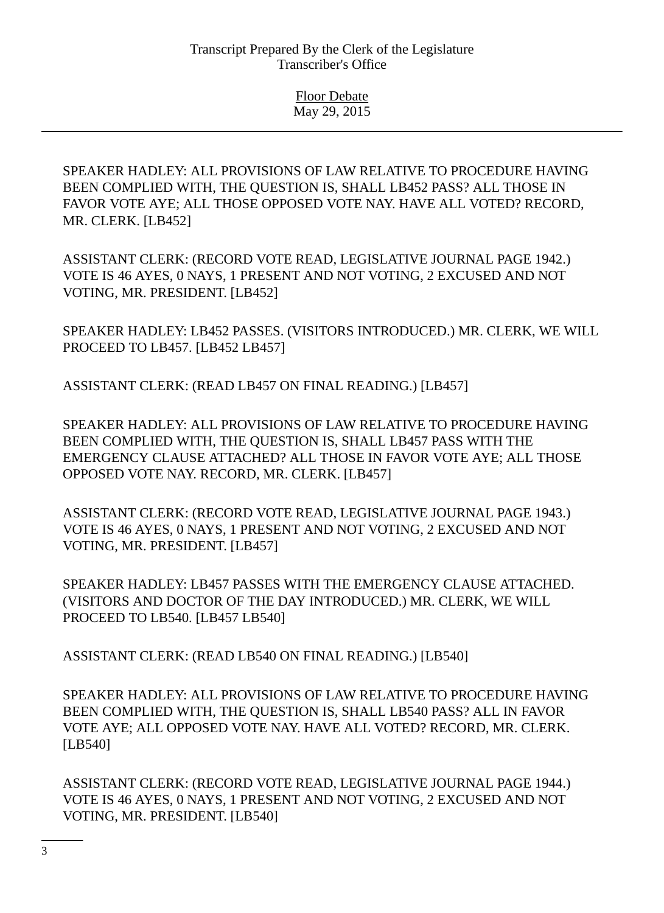SPEAKER HADLEY: ALL PROVISIONS OF LAW RELATIVE TO PROCEDURE HAVING BEEN COMPLIED WITH, THE QUESTION IS, SHALL LB452 PASS? ALL THOSE IN FAVOR VOTE AYE; ALL THOSE OPPOSED VOTE NAY. HAVE ALL VOTED? RECORD, MR. CLERK. [LB452]

ASSISTANT CLERK: (RECORD VOTE READ, LEGISLATIVE JOURNAL PAGE 1942.) VOTE IS 46 AYES, 0 NAYS, 1 PRESENT AND NOT VOTING, 2 EXCUSED AND NOT VOTING, MR. PRESIDENT. [LB452]

SPEAKER HADLEY: LB452 PASSES. (VISITORS INTRODUCED.) MR. CLERK, WE WILL PROCEED TO LB457. [LB452 LB457]

ASSISTANT CLERK: (READ LB457 ON FINAL READING.) [LB457]

SPEAKER HADLEY: ALL PROVISIONS OF LAW RELATIVE TO PROCEDURE HAVING BEEN COMPLIED WITH, THE QUESTION IS, SHALL LB457 PASS WITH THE EMERGENCY CLAUSE ATTACHED? ALL THOSE IN FAVOR VOTE AYE; ALL THOSE OPPOSED VOTE NAY. RECORD, MR. CLERK. [LB457]

ASSISTANT CLERK: (RECORD VOTE READ, LEGISLATIVE JOURNAL PAGE 1943.) VOTE IS 46 AYES, 0 NAYS, 1 PRESENT AND NOT VOTING, 2 EXCUSED AND NOT VOTING, MR. PRESIDENT. [LB457]

SPEAKER HADLEY: LB457 PASSES WITH THE EMERGENCY CLAUSE ATTACHED. (VISITORS AND DOCTOR OF THE DAY INTRODUCED.) MR. CLERK, WE WILL PROCEED TO LB540. [LB457 LB540]

ASSISTANT CLERK: (READ LB540 ON FINAL READING.) [LB540]

SPEAKER HADLEY: ALL PROVISIONS OF LAW RELATIVE TO PROCEDURE HAVING BEEN COMPLIED WITH, THE QUESTION IS, SHALL LB540 PASS? ALL IN FAVOR VOTE AYE; ALL OPPOSED VOTE NAY. HAVE ALL VOTED? RECORD, MR. CLERK. [LB540]

ASSISTANT CLERK: (RECORD VOTE READ, LEGISLATIVE JOURNAL PAGE 1944.) VOTE IS 46 AYES, 0 NAYS, 1 PRESENT AND NOT VOTING, 2 EXCUSED AND NOT VOTING, MR. PRESIDENT. [LB540]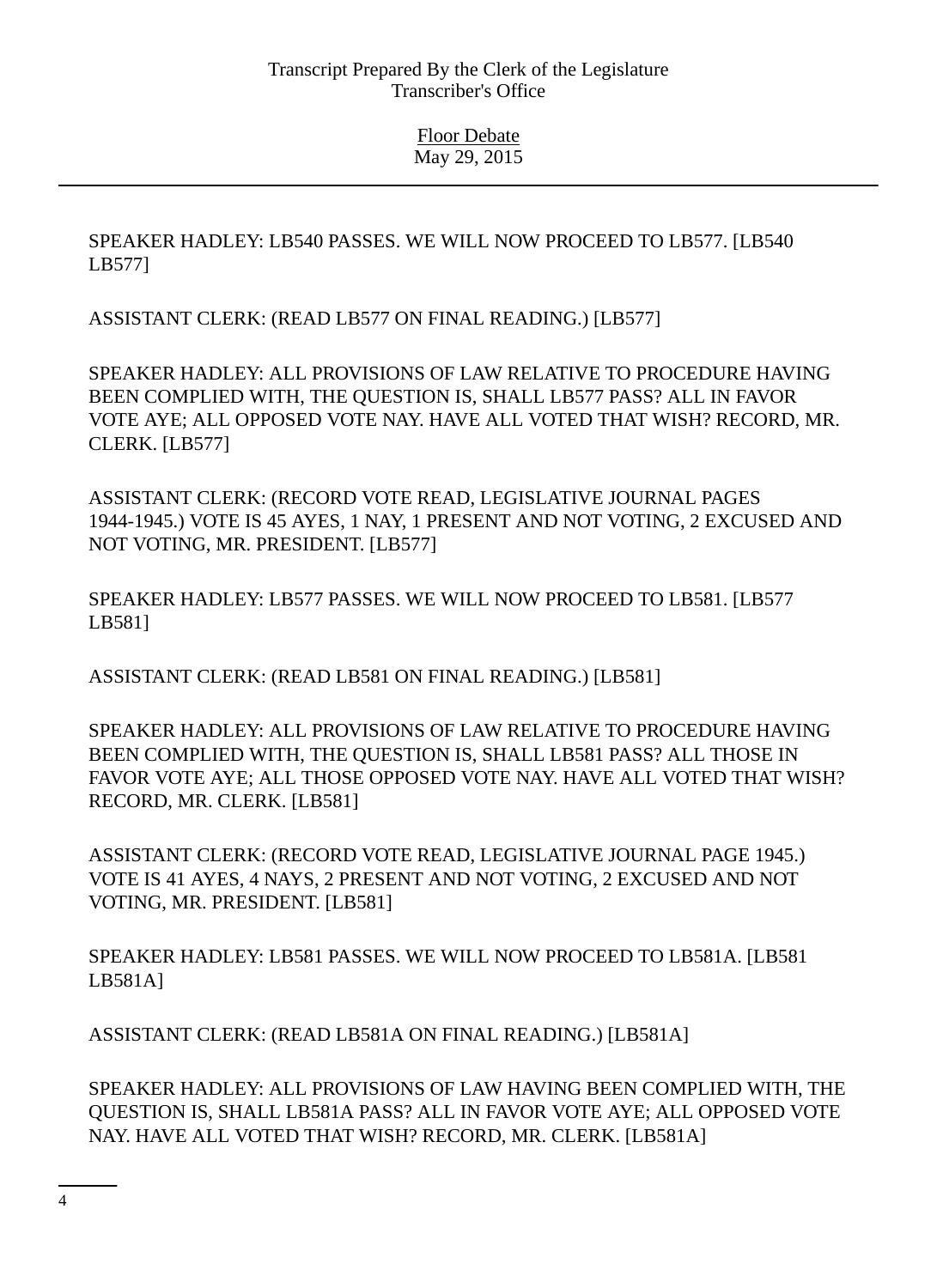SPEAKER HADLEY: LB540 PASSES. WE WILL NOW PROCEED TO LB577. [LB540 LB577]

ASSISTANT CLERK: (READ LB577 ON FINAL READING.) [LB577]

SPEAKER HADLEY: ALL PROVISIONS OF LAW RELATIVE TO PROCEDURE HAVING BEEN COMPLIED WITH, THE QUESTION IS, SHALL LB577 PASS? ALL IN FAVOR VOTE AYE; ALL OPPOSED VOTE NAY. HAVE ALL VOTED THAT WISH? RECORD, MR. CLERK. [LB577]

ASSISTANT CLERK: (RECORD VOTE READ, LEGISLATIVE JOURNAL PAGES 1944-1945.) VOTE IS 45 AYES, 1 NAY, 1 PRESENT AND NOT VOTING, 2 EXCUSED AND NOT VOTING, MR. PRESIDENT. [LB577]

SPEAKER HADLEY: LB577 PASSES. WE WILL NOW PROCEED TO LB581. [LB577 LB581]

ASSISTANT CLERK: (READ LB581 ON FINAL READING.) [LB581]

SPEAKER HADLEY: ALL PROVISIONS OF LAW RELATIVE TO PROCEDURE HAVING BEEN COMPLIED WITH, THE QUESTION IS, SHALL LB581 PASS? ALL THOSE IN FAVOR VOTE AYE; ALL THOSE OPPOSED VOTE NAY. HAVE ALL VOTED THAT WISH? RECORD, MR. CLERK. [LB581]

ASSISTANT CLERK: (RECORD VOTE READ, LEGISLATIVE JOURNAL PAGE 1945.) VOTE IS 41 AYES, 4 NAYS, 2 PRESENT AND NOT VOTING, 2 EXCUSED AND NOT VOTING, MR. PRESIDENT. [LB581]

SPEAKER HADLEY: LB581 PASSES. WE WILL NOW PROCEED TO LB581A. [LB581 LB581A]

ASSISTANT CLERK: (READ LB581A ON FINAL READING.) [LB581A]

SPEAKER HADLEY: ALL PROVISIONS OF LAW HAVING BEEN COMPLIED WITH, THE QUESTION IS, SHALL LB581A PASS? ALL IN FAVOR VOTE AYE; ALL OPPOSED VOTE NAY. HAVE ALL VOTED THAT WISH? RECORD, MR. CLERK. [LB581A]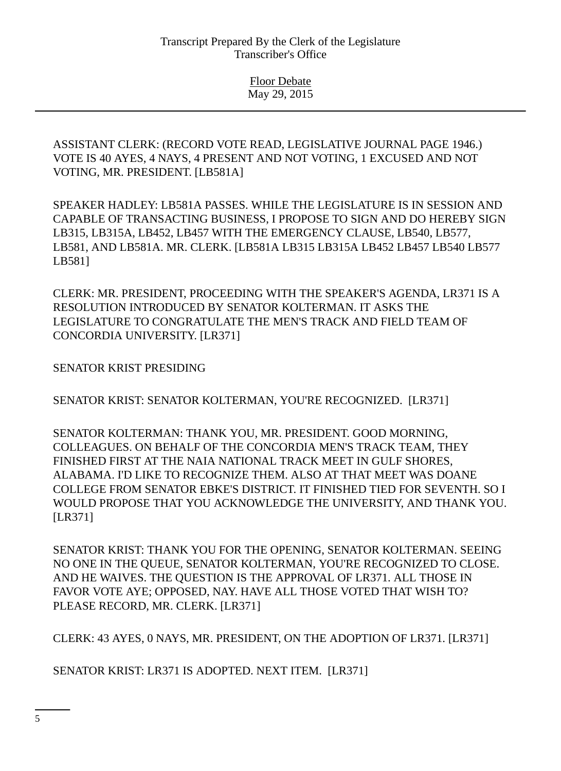ASSISTANT CLERK: (RECORD VOTE READ, LEGISLATIVE JOURNAL PAGE 1946.) VOTE IS 40 AYES, 4 NAYS, 4 PRESENT AND NOT VOTING, 1 EXCUSED AND NOT VOTING, MR. PRESIDENT. [LB581A]

SPEAKER HADLEY: LB581A PASSES. WHILE THE LEGISLATURE IS IN SESSION AND CAPABLE OF TRANSACTING BUSINESS, I PROPOSE TO SIGN AND DO HEREBY SIGN LB315, LB315A, LB452, LB457 WITH THE EMERGENCY CLAUSE, LB540, LB577, LB581, AND LB581A. MR. CLERK. [LB581A LB315 LB315A LB452 LB457 LB540 LB577 LB581]

CLERK: MR. PRESIDENT, PROCEEDING WITH THE SPEAKER'S AGENDA, LR371 IS A RESOLUTION INTRODUCED BY SENATOR KOLTERMAN. IT ASKS THE LEGISLATURE TO CONGRATULATE THE MEN'S TRACK AND FIELD TEAM OF CONCORDIA UNIVERSITY. [LR371]

SENATOR KRIST PRESIDING

SENATOR KRIST: SENATOR KOLTERMAN, YOU'RE RECOGNIZED. [LR371]

SENATOR KOLTERMAN: THANK YOU, MR. PRESIDENT. GOOD MORNING, COLLEAGUES. ON BEHALF OF THE CONCORDIA MEN'S TRACK TEAM, THEY FINISHED FIRST AT THE NAIA NATIONAL TRACK MEET IN GULF SHORES, ALABAMA. I'D LIKE TO RECOGNIZE THEM. ALSO AT THAT MEET WAS DOANE COLLEGE FROM SENATOR EBKE'S DISTRICT. IT FINISHED TIED FOR SEVENTH. SO I WOULD PROPOSE THAT YOU ACKNOWLEDGE THE UNIVERSITY, AND THANK YOU. [LR371]

SENATOR KRIST: THANK YOU FOR THE OPENING, SENATOR KOLTERMAN. SEEING NO ONE IN THE QUEUE, SENATOR KOLTERMAN, YOU'RE RECOGNIZED TO CLOSE. AND HE WAIVES. THE QUESTION IS THE APPROVAL OF LR371. ALL THOSE IN FAVOR VOTE AYE; OPPOSED, NAY. HAVE ALL THOSE VOTED THAT WISH TO? PLEASE RECORD, MR. CLERK. [LR371]

CLERK: 43 AYES, 0 NAYS, MR. PRESIDENT, ON THE ADOPTION OF LR371. [LR371]

SENATOR KRIST: LR371 IS ADOPTED. NEXT ITEM. [LR371]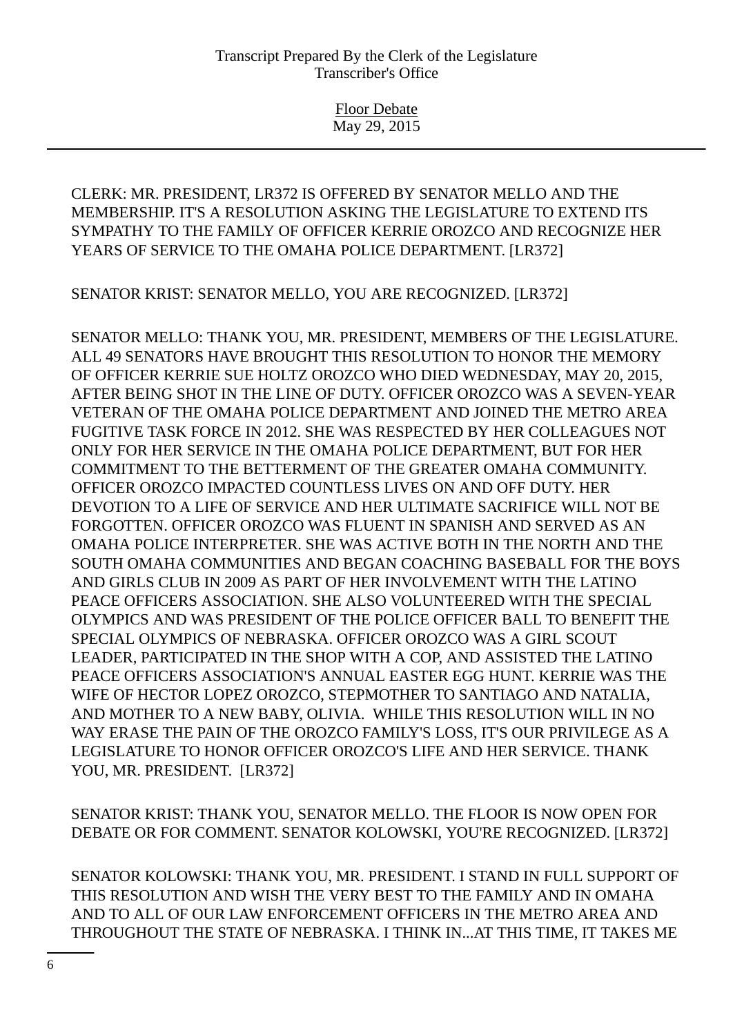CLERK: MR. PRESIDENT, LR372 IS OFFERED BY SENATOR MELLO AND THE MEMBERSHIP. IT'S A RESOLUTION ASKING THE LEGISLATURE TO EXTEND ITS SYMPATHY TO THE FAMILY OF OFFICER KERRIE OROZCO AND RECOGNIZE HER YEARS OF SERVICE TO THE OMAHA POLICE DEPARTMENT. [LR372]

SENATOR KRIST: SENATOR MELLO, YOU ARE RECOGNIZED. [LR372]

SENATOR MELLO: THANK YOU, MR. PRESIDENT, MEMBERS OF THE LEGISLATURE. ALL 49 SENATORS HAVE BROUGHT THIS RESOLUTION TO HONOR THE MEMORY OF OFFICER KERRIE SUE HOLTZ OROZCO WHO DIED WEDNESDAY, MAY 20, 2015, AFTER BEING SHOT IN THE LINE OF DUTY. OFFICER OROZCO WAS A SEVEN-YEAR VETERAN OF THE OMAHA POLICE DEPARTMENT AND JOINED THE METRO AREA FUGITIVE TASK FORCE IN 2012. SHE WAS RESPECTED BY HER COLLEAGUES NOT ONLY FOR HER SERVICE IN THE OMAHA POLICE DEPARTMENT, BUT FOR HER COMMITMENT TO THE BETTERMENT OF THE GREATER OMAHA COMMUNITY. OFFICER OROZCO IMPACTED COUNTLESS LIVES ON AND OFF DUTY. HER DEVOTION TO A LIFE OF SERVICE AND HER ULTIMATE SACRIFICE WILL NOT BE FORGOTTEN. OFFICER OROZCO WAS FLUENT IN SPANISH AND SERVED AS AN OMAHA POLICE INTERPRETER. SHE WAS ACTIVE BOTH IN THE NORTH AND THE SOUTH OMAHA COMMUNITIES AND BEGAN COACHING BASEBALL FOR THE BOYS AND GIRLS CLUB IN 2009 AS PART OF HER INVOLVEMENT WITH THE LATINO PEACE OFFICERS ASSOCIATION. SHE ALSO VOLUNTEERED WITH THE SPECIAL OLYMPICS AND WAS PRESIDENT OF THE POLICE OFFICER BALL TO BENEFIT THE SPECIAL OLYMPICS OF NEBRASKA. OFFICER OROZCO WAS A GIRL SCOUT LEADER, PARTICIPATED IN THE SHOP WITH A COP, AND ASSISTED THE LATINO PEACE OFFICERS ASSOCIATION'S ANNUAL EASTER EGG HUNT. KERRIE WAS THE WIFE OF HECTOR LOPEZ OROZCO, STEPMOTHER TO SANTIAGO AND NATALIA, AND MOTHER TO A NEW BABY, OLIVIA. WHILE THIS RESOLUTION WILL IN NO WAY ERASE THE PAIN OF THE OROZCO FAMILY'S LOSS, IT'S OUR PRIVILEGE AS A LEGISLATURE TO HONOR OFFICER OROZCO'S LIFE AND HER SERVICE. THANK YOU, MR. PRESIDENT. [LR372]

SENATOR KRIST: THANK YOU, SENATOR MELLO. THE FLOOR IS NOW OPEN FOR DEBATE OR FOR COMMENT. SENATOR KOLOWSKI, YOU'RE RECOGNIZED. [LR372]

SENATOR KOLOWSKI: THANK YOU, MR. PRESIDENT. I STAND IN FULL SUPPORT OF THIS RESOLUTION AND WISH THE VERY BEST TO THE FAMILY AND IN OMAHA AND TO ALL OF OUR LAW ENFORCEMENT OFFICERS IN THE METRO AREA AND THROUGHOUT THE STATE OF NEBRASKA. I THINK IN...AT THIS TIME, IT TAKES ME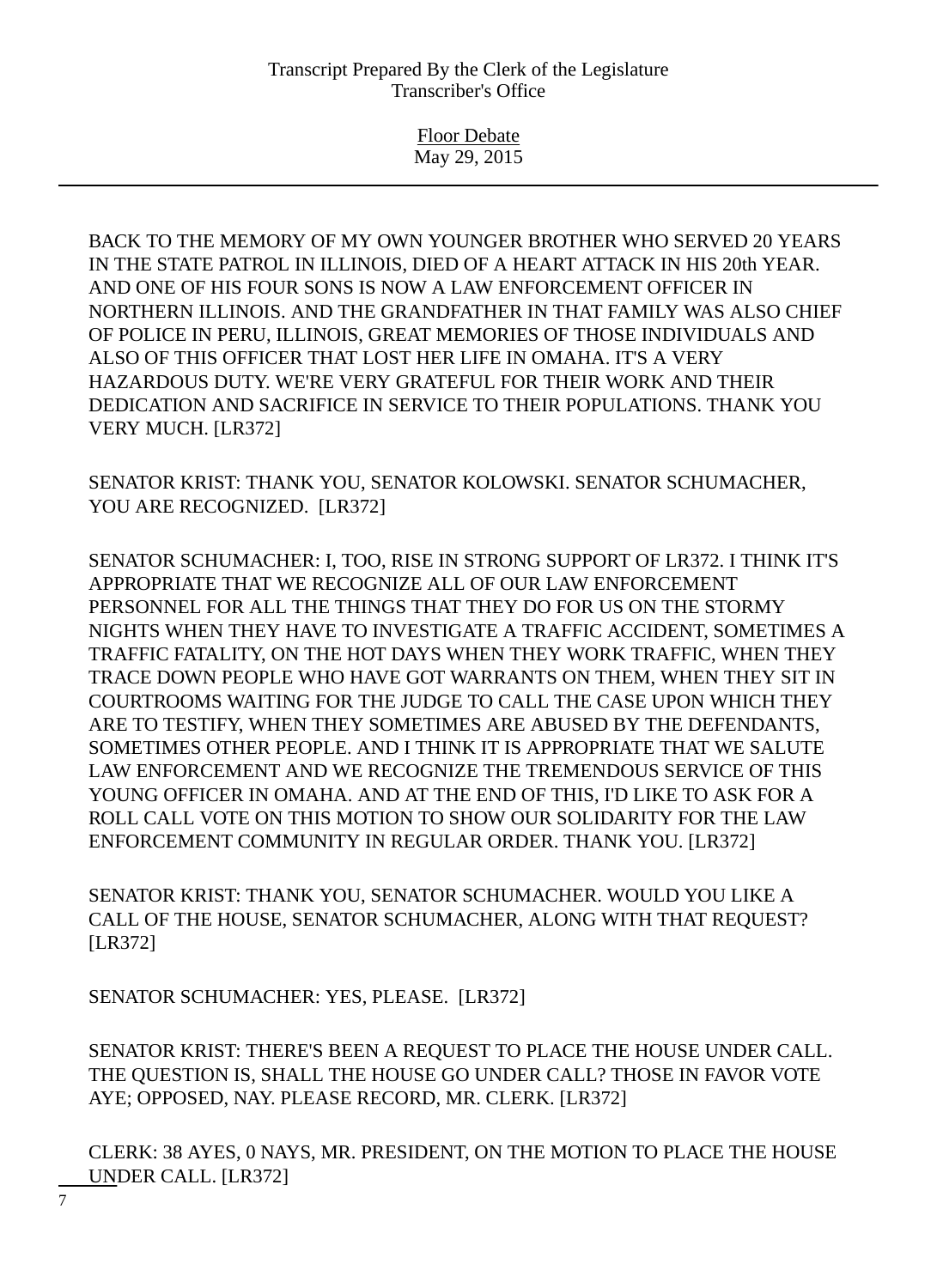BACK TO THE MEMORY OF MY OWN YOUNGER BROTHER WHO SERVED 20 YEARS IN THE STATE PATROL IN ILLINOIS, DIED OF A HEART ATTACK IN HIS 20th YEAR. AND ONE OF HIS FOUR SONS IS NOW A LAW ENFORCEMENT OFFICER IN NORTHERN ILLINOIS. AND THE GRANDFATHER IN THAT FAMILY WAS ALSO CHIEF OF POLICE IN PERU, ILLINOIS, GREAT MEMORIES OF THOSE INDIVIDUALS AND ALSO OF THIS OFFICER THAT LOST HER LIFE IN OMAHA. IT'S A VERY HAZARDOUS DUTY. WE'RE VERY GRATEFUL FOR THEIR WORK AND THEIR DEDICATION AND SACRIFICE IN SERVICE TO THEIR POPULATIONS. THANK YOU VERY MUCH. [LR372]

SENATOR KRIST: THANK YOU, SENATOR KOLOWSKI. SENATOR SCHUMACHER, YOU ARE RECOGNIZED. [LR372]

SENATOR SCHUMACHER: I, TOO, RISE IN STRONG SUPPORT OF LR372. I THINK IT'S APPROPRIATE THAT WE RECOGNIZE ALL OF OUR LAW ENFORCEMENT PERSONNEL FOR ALL THE THINGS THAT THEY DO FOR US ON THE STORMY NIGHTS WHEN THEY HAVE TO INVESTIGATE A TRAFFIC ACCIDENT, SOMETIMES A TRAFFIC FATALITY, ON THE HOT DAYS WHEN THEY WORK TRAFFIC, WHEN THEY TRACE DOWN PEOPLE WHO HAVE GOT WARRANTS ON THEM, WHEN THEY SIT IN COURTROOMS WAITING FOR THE JUDGE TO CALL THE CASE UPON WHICH THEY ARE TO TESTIFY, WHEN THEY SOMETIMES ARE ABUSED BY THE DEFENDANTS, SOMETIMES OTHER PEOPLE. AND I THINK IT IS APPROPRIATE THAT WE SALUTE LAW ENFORCEMENT AND WE RECOGNIZE THE TREMENDOUS SERVICE OF THIS YOUNG OFFICER IN OMAHA. AND AT THE END OF THIS, I'D LIKE TO ASK FOR A ROLL CALL VOTE ON THIS MOTION TO SHOW OUR SOLIDARITY FOR THE LAW ENFORCEMENT COMMUNITY IN REGULAR ORDER. THANK YOU. [LR372]

SENATOR KRIST: THANK YOU, SENATOR SCHUMACHER. WOULD YOU LIKE A CALL OF THE HOUSE, SENATOR SCHUMACHER, ALONG WITH THAT REQUEST? [LR372]

SENATOR SCHUMACHER: YES, PLEASE. [LR372]

SENATOR KRIST: THERE'S BEEN A REQUEST TO PLACE THE HOUSE UNDER CALL. THE QUESTION IS, SHALL THE HOUSE GO UNDER CALL? THOSE IN FAVOR VOTE AYE; OPPOSED, NAY. PLEASE RECORD, MR. CLERK. [LR372]

CLERK: 38 AYES, 0 NAYS, MR. PRESIDENT, ON THE MOTION TO PLACE THE HOUSE UNDER CALL. [LR372]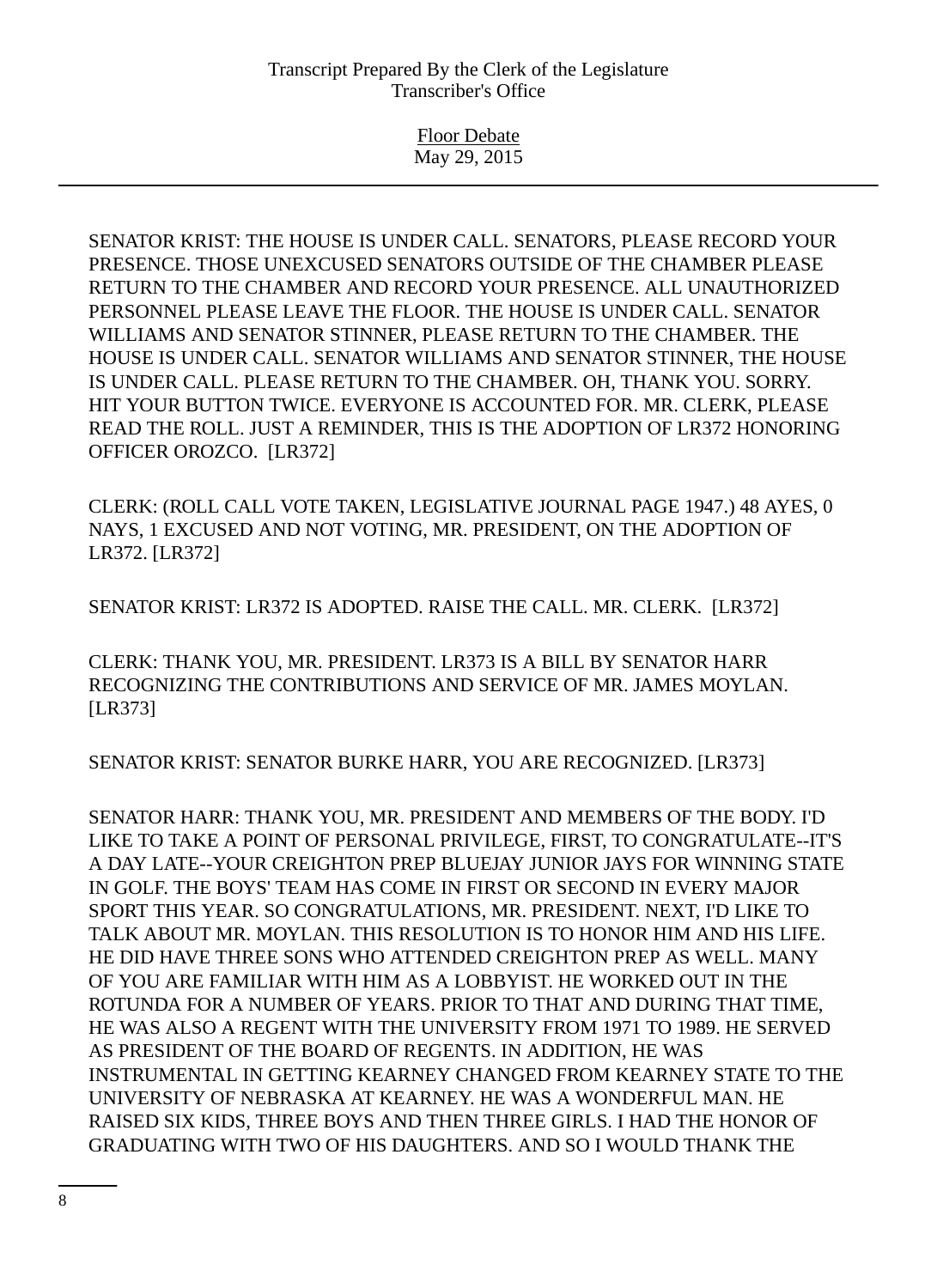SENATOR KRIST: THE HOUSE IS UNDER CALL. SENATORS, PLEASE RECORD YOUR PRESENCE. THOSE UNEXCUSED SENATORS OUTSIDE OF THE CHAMBER PLEASE RETURN TO THE CHAMBER AND RECORD YOUR PRESENCE. ALL UNAUTHORIZED PERSONNEL PLEASE LEAVE THE FLOOR. THE HOUSE IS UNDER CALL. SENATOR WILLIAMS AND SENATOR STINNER, PLEASE RETURN TO THE CHAMBER. THE HOUSE IS UNDER CALL. SENATOR WILLIAMS AND SENATOR STINNER, THE HOUSE IS UNDER CALL. PLEASE RETURN TO THE CHAMBER. OH, THANK YOU. SORRY. HIT YOUR BUTTON TWICE. EVERYONE IS ACCOUNTED FOR. MR. CLERK, PLEASE READ THE ROLL. JUST A REMINDER, THIS IS THE ADOPTION OF LR372 HONORING OFFICER OROZCO. [LR372]

CLERK: (ROLL CALL VOTE TAKEN, LEGISLATIVE JOURNAL PAGE 1947.) 48 AYES, 0 NAYS, 1 EXCUSED AND NOT VOTING, MR. PRESIDENT, ON THE ADOPTION OF LR372. [LR372]

SENATOR KRIST: LR372 IS ADOPTED. RAISE THE CALL. MR. CLERK. [LR372]

CLERK: THANK YOU, MR. PRESIDENT. LR373 IS A BILL BY SENATOR HARR RECOGNIZING THE CONTRIBUTIONS AND SERVICE OF MR. JAMES MOYLAN. [LR373]

SENATOR KRIST: SENATOR BURKE HARR, YOU ARE RECOGNIZED. [LR373]

SENATOR HARR: THANK YOU, MR. PRESIDENT AND MEMBERS OF THE BODY. I'D LIKE TO TAKE A POINT OF PERSONAL PRIVILEGE, FIRST, TO CONGRATULATE--IT'S A DAY LATE--YOUR CREIGHTON PREP BLUEJAY JUNIOR JAYS FOR WINNING STATE IN GOLF. THE BOYS' TEAM HAS COME IN FIRST OR SECOND IN EVERY MAJOR SPORT THIS YEAR. SO CONGRATULATIONS, MR. PRESIDENT. NEXT, I'D LIKE TO TALK ABOUT MR. MOYLAN. THIS RESOLUTION IS TO HONOR HIM AND HIS LIFE. HE DID HAVE THREE SONS WHO ATTENDED CREIGHTON PREP AS WELL. MANY OF YOU ARE FAMILIAR WITH HIM AS A LOBBYIST. HE WORKED OUT IN THE ROTUNDA FOR A NUMBER OF YEARS. PRIOR TO THAT AND DURING THAT TIME, HE WAS ALSO A REGENT WITH THE UNIVERSITY FROM 1971 TO 1989. HE SERVED AS PRESIDENT OF THE BOARD OF REGENTS. IN ADDITION, HE WAS INSTRUMENTAL IN GETTING KEARNEY CHANGED FROM KEARNEY STATE TO THE UNIVERSITY OF NEBRASKA AT KEARNEY. HE WAS A WONDERFUL MAN. HE RAISED SIX KIDS, THREE BOYS AND THEN THREE GIRLS. I HAD THE HONOR OF GRADUATING WITH TWO OF HIS DAUGHTERS. AND SO I WOULD THANK THE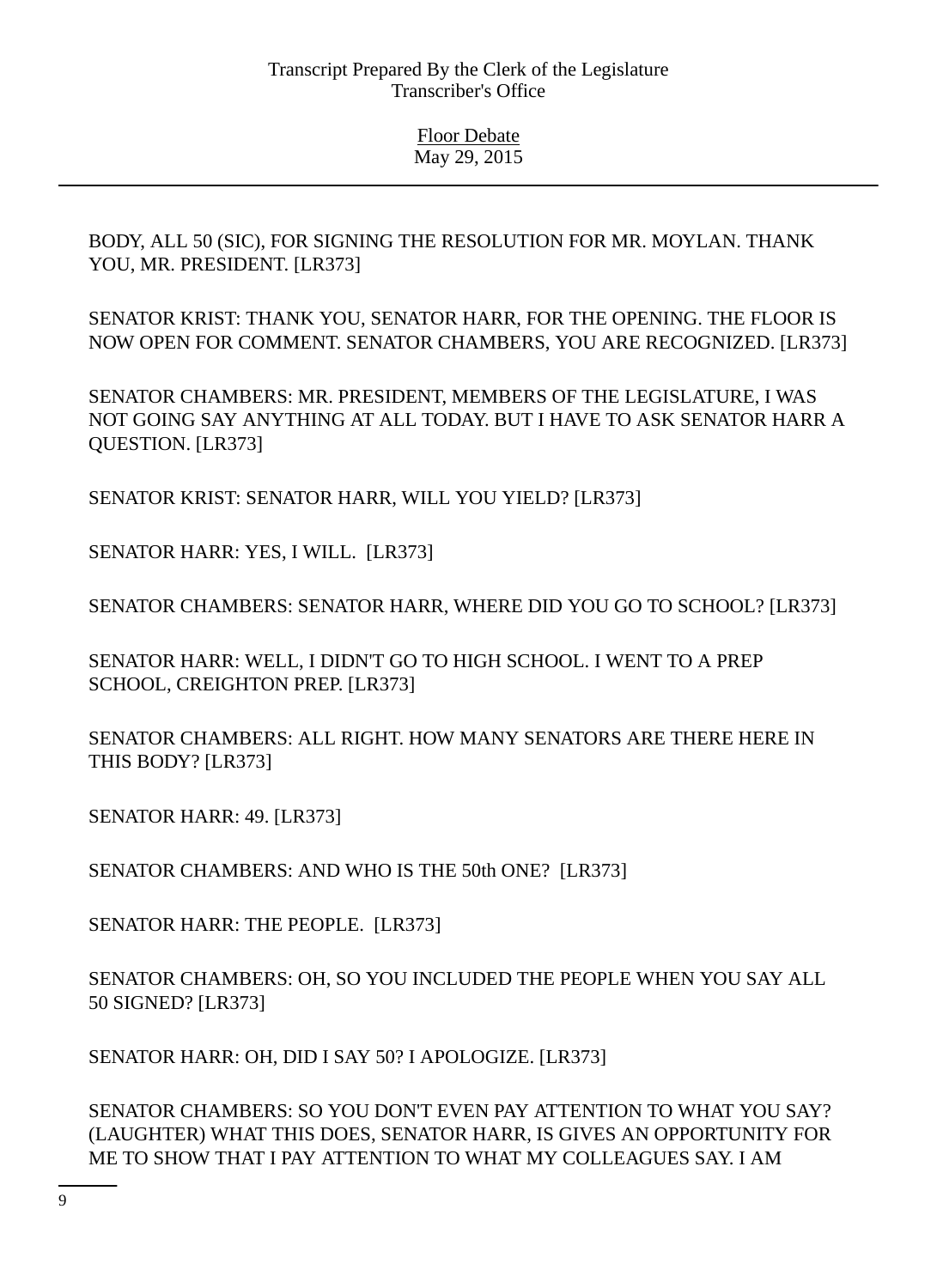BODY, ALL 50 (SIC), FOR SIGNING THE RESOLUTION FOR MR. MOYLAN. THANK YOU, MR. PRESIDENT. [LR373]

SENATOR KRIST: THANK YOU, SENATOR HARR, FOR THE OPENING. THE FLOOR IS NOW OPEN FOR COMMENT. SENATOR CHAMBERS, YOU ARE RECOGNIZED. [LR373]

SENATOR CHAMBERS: MR. PRESIDENT, MEMBERS OF THE LEGISLATURE, I WAS NOT GOING SAY ANYTHING AT ALL TODAY. BUT I HAVE TO ASK SENATOR HARR A QUESTION. [LR373]

SENATOR KRIST: SENATOR HARR, WILL YOU YIELD? [LR373]

SENATOR HARR: YES, I WILL. [LR373]

SENATOR CHAMBERS: SENATOR HARR, WHERE DID YOU GO TO SCHOOL? [LR373]

SENATOR HARR: WELL, I DIDN'T GO TO HIGH SCHOOL. I WENT TO A PREP SCHOOL, CREIGHTON PREP. [LR373]

SENATOR CHAMBERS: ALL RIGHT. HOW MANY SENATORS ARE THERE HERE IN THIS BODY? [LR373]

SENATOR HARR: 49. [LR373]

SENATOR CHAMBERS: AND WHO IS THE 50th ONE? [LR373]

SENATOR HARR: THE PEOPLE. [LR373]

SENATOR CHAMBERS: OH, SO YOU INCLUDED THE PEOPLE WHEN YOU SAY ALL 50 SIGNED? [LR373]

SENATOR HARR: OH, DID I SAY 50? I APOLOGIZE. [LR373]

SENATOR CHAMBERS: SO YOU DON'T EVEN PAY ATTENTION TO WHAT YOU SAY? (LAUGHTER) WHAT THIS DOES, SENATOR HARR, IS GIVES AN OPPORTUNITY FOR ME TO SHOW THAT I PAY ATTENTION TO WHAT MY COLLEAGUES SAY. I AM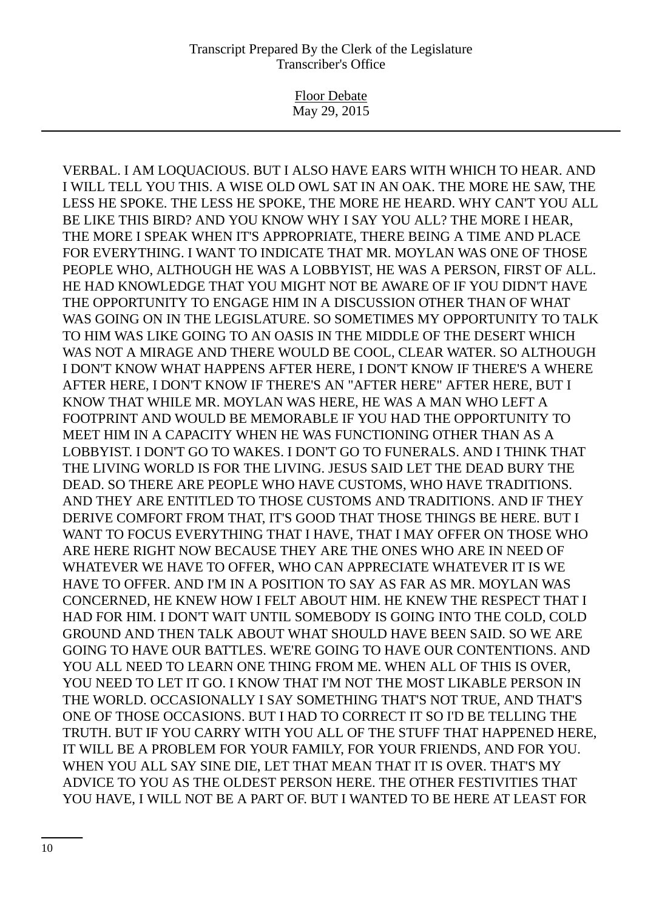VERBAL. I AM LOQUACIOUS. BUT I ALSO HAVE EARS WITH WHICH TO HEAR. AND I WILL TELL YOU THIS. A WISE OLD OWL SAT IN AN OAK. THE MORE HE SAW, THE LESS HE SPOKE. THE LESS HE SPOKE, THE MORE HE HEARD. WHY CAN'T YOU ALL BE LIKE THIS BIRD? AND YOU KNOW WHY I SAY YOU ALL? THE MORE I HEAR, THE MORE I SPEAK WHEN IT'S APPROPRIATE, THERE BEING A TIME AND PLACE FOR EVERYTHING. I WANT TO INDICATE THAT MR. MOYLAN WAS ONE OF THOSE PEOPLE WHO, ALTHOUGH HE WAS A LOBBYIST, HE WAS A PERSON, FIRST OF ALL. HE HAD KNOWLEDGE THAT YOU MIGHT NOT BE AWARE OF IF YOU DIDN'T HAVE THE OPPORTUNITY TO ENGAGE HIM IN A DISCUSSION OTHER THAN OF WHAT WAS GOING ON IN THE LEGISLATURE. SO SOMETIMES MY OPPORTUNITY TO TALK TO HIM WAS LIKE GOING TO AN OASIS IN THE MIDDLE OF THE DESERT WHICH WAS NOT A MIRAGE AND THERE WOULD BE COOL, CLEAR WATER. SO ALTHOUGH I DON'T KNOW WHAT HAPPENS AFTER HERE, I DON'T KNOW IF THERE'S A WHERE AFTER HERE, I DON'T KNOW IF THERE'S AN "AFTER HERE" AFTER HERE, BUT I KNOW THAT WHILE MR. MOYLAN WAS HERE, HE WAS A MAN WHO LEFT A FOOTPRINT AND WOULD BE MEMORABLE IF YOU HAD THE OPPORTUNITY TO MEET HIM IN A CAPACITY WHEN HE WAS FUNCTIONING OTHER THAN AS A LOBBYIST. I DON'T GO TO WAKES. I DON'T GO TO FUNERALS. AND I THINK THAT THE LIVING WORLD IS FOR THE LIVING. JESUS SAID LET THE DEAD BURY THE DEAD. SO THERE ARE PEOPLE WHO HAVE CUSTOMS, WHO HAVE TRADITIONS. AND THEY ARE ENTITLED TO THOSE CUSTOMS AND TRADITIONS. AND IF THEY DERIVE COMFORT FROM THAT, IT'S GOOD THAT THOSE THINGS BE HERE. BUT I WANT TO FOCUS EVERYTHING THAT I HAVE, THAT I MAY OFFER ON THOSE WHO ARE HERE RIGHT NOW BECAUSE THEY ARE THE ONES WHO ARE IN NEED OF WHATEVER WE HAVE TO OFFER, WHO CAN APPRECIATE WHATEVER IT IS WE HAVE TO OFFER. AND I'M IN A POSITION TO SAY AS FAR AS MR. MOYLAN WAS CONCERNED, HE KNEW HOW I FELT ABOUT HIM. HE KNEW THE RESPECT THAT I HAD FOR HIM. I DON'T WAIT UNTIL SOMEBODY IS GOING INTO THE COLD, COLD GROUND AND THEN TALK ABOUT WHAT SHOULD HAVE BEEN SAID. SO WE ARE GOING TO HAVE OUR BATTLES. WE'RE GOING TO HAVE OUR CONTENTIONS. AND YOU ALL NEED TO LEARN ONE THING FROM ME. WHEN ALL OF THIS IS OVER, YOU NEED TO LET IT GO. I KNOW THAT I'M NOT THE MOST LIKABLE PERSON IN THE WORLD. OCCASIONALLY I SAY SOMETHING THAT'S NOT TRUE, AND THAT'S ONE OF THOSE OCCASIONS. BUT I HAD TO CORRECT IT SO I'D BE TELLING THE TRUTH. BUT IF YOU CARRY WITH YOU ALL OF THE STUFF THAT HAPPENED HERE, IT WILL BE A PROBLEM FOR YOUR FAMILY, FOR YOUR FRIENDS, AND FOR YOU. WHEN YOU ALL SAY SINE DIE, LET THAT MEAN THAT IT IS OVER. THAT'S MY ADVICE TO YOU AS THE OLDEST PERSON HERE. THE OTHER FESTIVITIES THAT YOU HAVE, I WILL NOT BE A PART OF. BUT I WANTED TO BE HERE AT LEAST FOR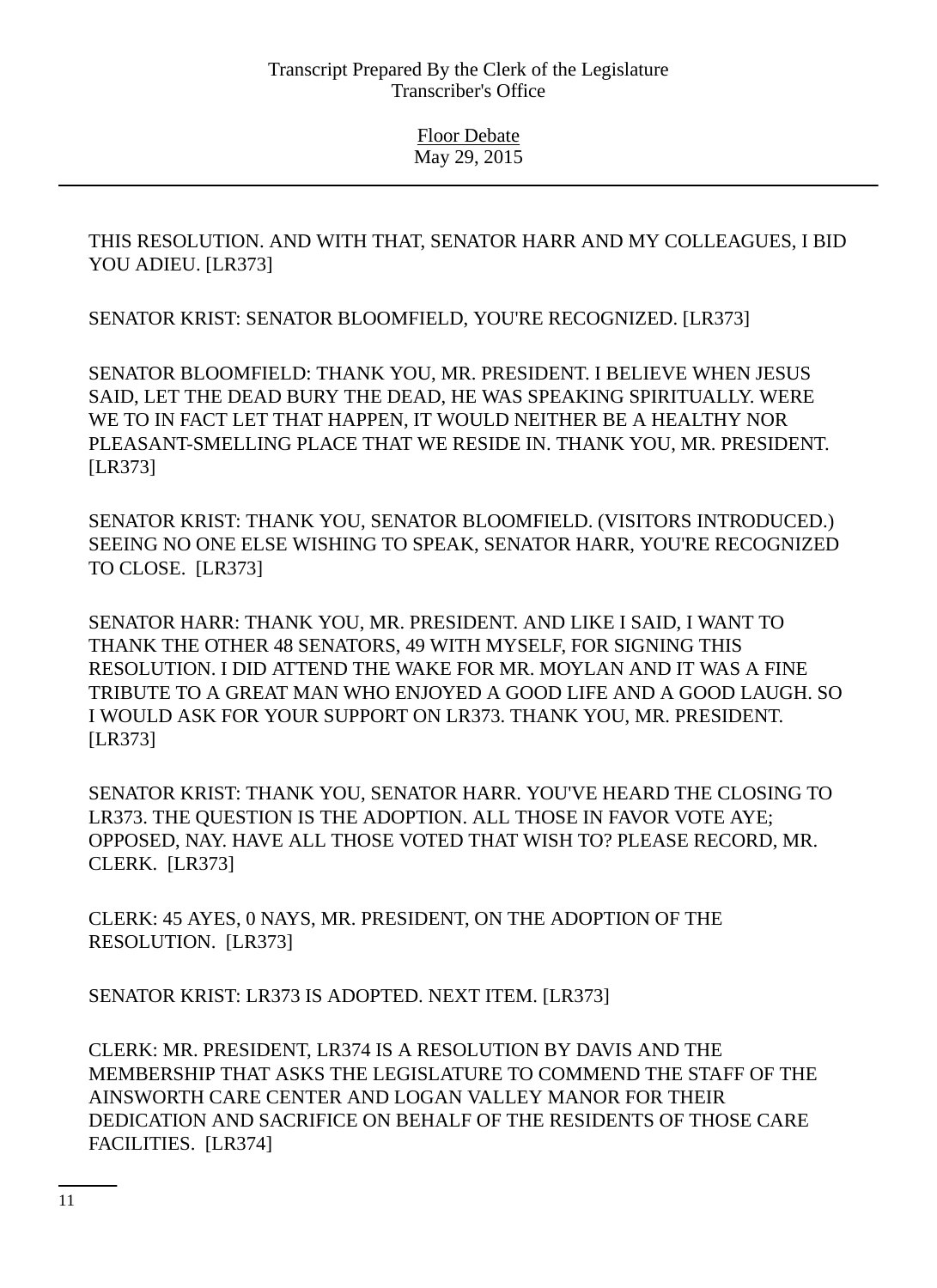THIS RESOLUTION. AND WITH THAT, SENATOR HARR AND MY COLLEAGUES, I BID YOU ADIEU. [LR373]

SENATOR KRIST: SENATOR BLOOMFIELD, YOU'RE RECOGNIZED. [LR373]

SENATOR BLOOMFIELD: THANK YOU, MR. PRESIDENT. I BELIEVE WHEN JESUS SAID, LET THE DEAD BURY THE DEAD, HE WAS SPEAKING SPIRITUALLY. WERE WE TO IN FACT LET THAT HAPPEN, IT WOULD NEITHER BE A HEALTHY NOR PLEASANT-SMELLING PLACE THAT WE RESIDE IN. THANK YOU, MR. PRESIDENT. [LR373]

SENATOR KRIST: THANK YOU, SENATOR BLOOMFIELD. (VISITORS INTRODUCED.) SEEING NO ONE ELSE WISHING TO SPEAK, SENATOR HARR, YOU'RE RECOGNIZED TO CLOSE. [LR373]

SENATOR HARR: THANK YOU, MR. PRESIDENT. AND LIKE I SAID, I WANT TO THANK THE OTHER 48 SENATORS, 49 WITH MYSELF, FOR SIGNING THIS RESOLUTION. I DID ATTEND THE WAKE FOR MR. MOYLAN AND IT WAS A FINE TRIBUTE TO A GREAT MAN WHO ENJOYED A GOOD LIFE AND A GOOD LAUGH. SO I WOULD ASK FOR YOUR SUPPORT ON LR373. THANK YOU, MR. PRESIDENT. [LR373]

SENATOR KRIST: THANK YOU, SENATOR HARR. YOU'VE HEARD THE CLOSING TO LR373. THE QUESTION IS THE ADOPTION. ALL THOSE IN FAVOR VOTE AYE; OPPOSED, NAY. HAVE ALL THOSE VOTED THAT WISH TO? PLEASE RECORD, MR. CLERK. [LR373]

CLERK: 45 AYES, 0 NAYS, MR. PRESIDENT, ON THE ADOPTION OF THE RESOLUTION. [LR373]

SENATOR KRIST: LR373 IS ADOPTED. NEXT ITEM. [LR373]

CLERK: MR. PRESIDENT, LR374 IS A RESOLUTION BY DAVIS AND THE MEMBERSHIP THAT ASKS THE LEGISLATURE TO COMMEND THE STAFF OF THE AINSWORTH CARE CENTER AND LOGAN VALLEY MANOR FOR THEIR DEDICATION AND SACRIFICE ON BEHALF OF THE RESIDENTS OF THOSE CARE FACILITIES. [LR374]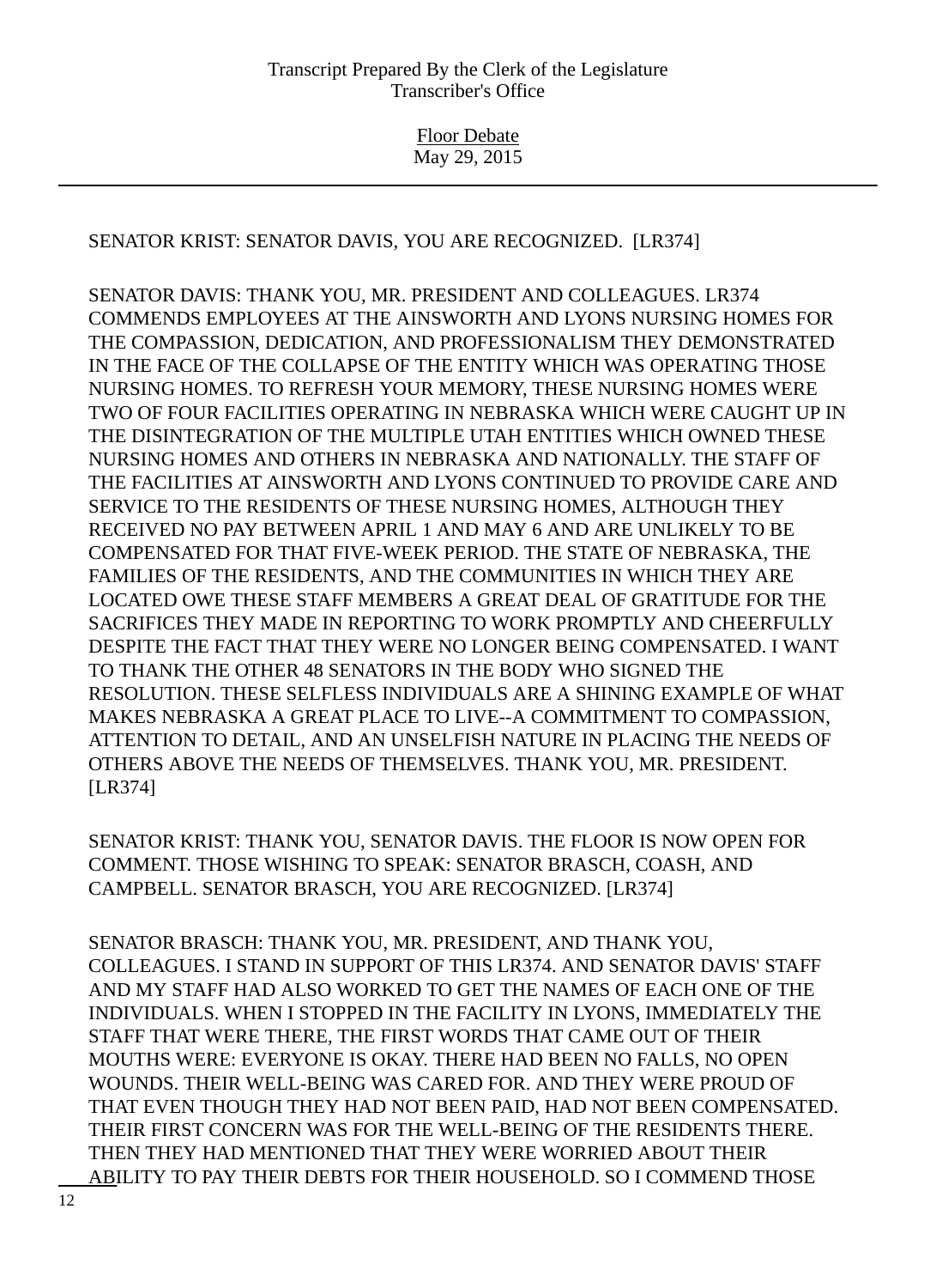SENATOR KRIST: SENATOR DAVIS, YOU ARE RECOGNIZED. [LR374]

SENATOR DAVIS: THANK YOU, MR. PRESIDENT AND COLLEAGUES. LR374 COMMENDS EMPLOYEES AT THE AINSWORTH AND LYONS NURSING HOMES FOR THE COMPASSION, DEDICATION, AND PROFESSIONALISM THEY DEMONSTRATED IN THE FACE OF THE COLLAPSE OF THE ENTITY WHICH WAS OPERATING THOSE NURSING HOMES. TO REFRESH YOUR MEMORY, THESE NURSING HOMES WERE TWO OF FOUR FACILITIES OPERATING IN NEBRASKA WHICH WERE CAUGHT UP IN THE DISINTEGRATION OF THE MULTIPLE UTAH ENTITIES WHICH OWNED THESE NURSING HOMES AND OTHERS IN NEBRASKA AND NATIONALLY. THE STAFF OF THE FACILITIES AT AINSWORTH AND LYONS CONTINUED TO PROVIDE CARE AND SERVICE TO THE RESIDENTS OF THESE NURSING HOMES, ALTHOUGH THEY RECEIVED NO PAY BETWEEN APRIL 1 AND MAY 6 AND ARE UNLIKELY TO BE COMPENSATED FOR THAT FIVE-WEEK PERIOD. THE STATE OF NEBRASKA, THE FAMILIES OF THE RESIDENTS, AND THE COMMUNITIES IN WHICH THEY ARE LOCATED OWE THESE STAFF MEMBERS A GREAT DEAL OF GRATITUDE FOR THE SACRIFICES THEY MADE IN REPORTING TO WORK PROMPTLY AND CHEERFULLY DESPITE THE FACT THAT THEY WERE NO LONGER BEING COMPENSATED. I WANT TO THANK THE OTHER 48 SENATORS IN THE BODY WHO SIGNED THE RESOLUTION. THESE SELFLESS INDIVIDUALS ARE A SHINING EXAMPLE OF WHAT MAKES NEBRASKA A GREAT PLACE TO LIVE--A COMMITMENT TO COMPASSION, ATTENTION TO DETAIL, AND AN UNSELFISH NATURE IN PLACING THE NEEDS OF OTHERS ABOVE THE NEEDS OF THEMSELVES. THANK YOU, MR. PRESIDENT. [LR374]

SENATOR KRIST: THANK YOU, SENATOR DAVIS. THE FLOOR IS NOW OPEN FOR COMMENT. THOSE WISHING TO SPEAK: SENATOR BRASCH, COASH, AND CAMPBELL. SENATOR BRASCH, YOU ARE RECOGNIZED. [LR374]

SENATOR BRASCH: THANK YOU, MR. PRESIDENT, AND THANK YOU, COLLEAGUES. I STAND IN SUPPORT OF THIS LR374. AND SENATOR DAVIS' STAFF AND MY STAFF HAD ALSO WORKED TO GET THE NAMES OF EACH ONE OF THE INDIVIDUALS. WHEN I STOPPED IN THE FACILITY IN LYONS, IMMEDIATELY THE STAFF THAT WERE THERE, THE FIRST WORDS THAT CAME OUT OF THEIR MOUTHS WERE: EVERYONE IS OKAY. THERE HAD BEEN NO FALLS, NO OPEN WOUNDS. THEIR WELL-BEING WAS CARED FOR. AND THEY WERE PROUD OF THAT EVEN THOUGH THEY HAD NOT BEEN PAID, HAD NOT BEEN COMPENSATED. THEIR FIRST CONCERN WAS FOR THE WELL-BEING OF THE RESIDENTS THERE. THEN THEY HAD MENTIONED THAT THEY WERE WORRIED ABOUT THEIR ABILITY TO PAY THEIR DEBTS FOR THEIR HOUSEHOLD. SO I COMMEND THOSE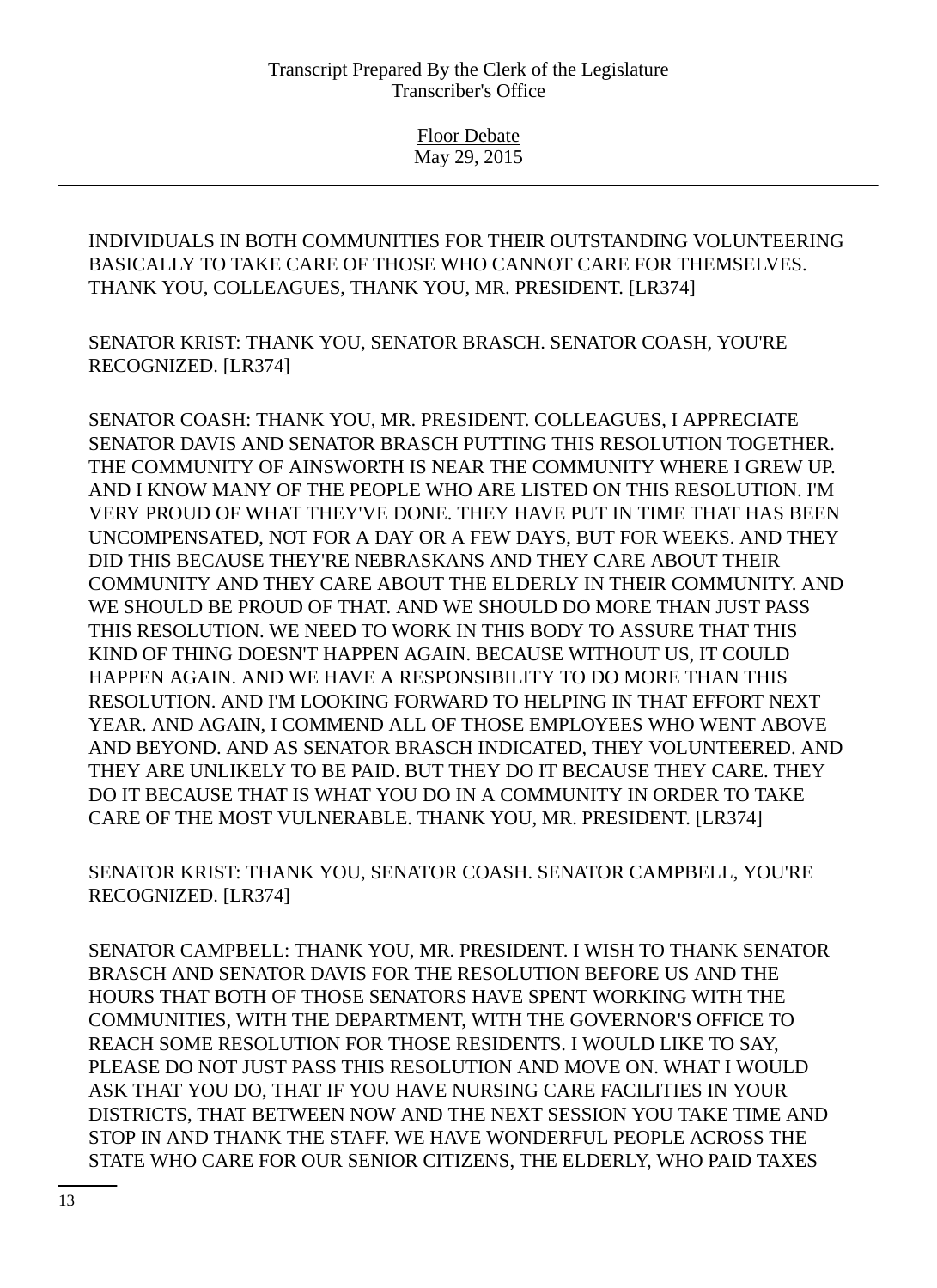INDIVIDUALS IN BOTH COMMUNITIES FOR THEIR OUTSTANDING VOLUNTEERING BASICALLY TO TAKE CARE OF THOSE WHO CANNOT CARE FOR THEMSELVES. THANK YOU, COLLEAGUES, THANK YOU, MR. PRESIDENT. [LR374]

SENATOR KRIST: THANK YOU, SENATOR BRASCH. SENATOR COASH, YOU'RE RECOGNIZED. [LR374]

SENATOR COASH: THANK YOU, MR. PRESIDENT. COLLEAGUES, I APPRECIATE SENATOR DAVIS AND SENATOR BRASCH PUTTING THIS RESOLUTION TOGETHER. THE COMMUNITY OF AINSWORTH IS NEAR THE COMMUNITY WHERE I GREW UP. AND I KNOW MANY OF THE PEOPLE WHO ARE LISTED ON THIS RESOLUTION. I'M VERY PROUD OF WHAT THEY'VE DONE. THEY HAVE PUT IN TIME THAT HAS BEEN UNCOMPENSATED, NOT FOR A DAY OR A FEW DAYS, BUT FOR WEEKS. AND THEY DID THIS BECAUSE THEY'RE NEBRASKANS AND THEY CARE ABOUT THEIR COMMUNITY AND THEY CARE ABOUT THE ELDERLY IN THEIR COMMUNITY. AND WE SHOULD BE PROUD OF THAT. AND WE SHOULD DO MORE THAN JUST PASS THIS RESOLUTION. WE NEED TO WORK IN THIS BODY TO ASSURE THAT THIS KIND OF THING DOESN'T HAPPEN AGAIN. BECAUSE WITHOUT US, IT COULD HAPPEN AGAIN. AND WE HAVE A RESPONSIBILITY TO DO MORE THAN THIS RESOLUTION. AND I'M LOOKING FORWARD TO HELPING IN THAT EFFORT NEXT YEAR. AND AGAIN, I COMMEND ALL OF THOSE EMPLOYEES WHO WENT ABOVE AND BEYOND. AND AS SENATOR BRASCH INDICATED, THEY VOLUNTEERED. AND THEY ARE UNLIKELY TO BE PAID. BUT THEY DO IT BECAUSE THEY CARE. THEY DO IT BECAUSE THAT IS WHAT YOU DO IN A COMMUNITY IN ORDER TO TAKE CARE OF THE MOST VULNERABLE. THANK YOU, MR. PRESIDENT. [LR374]

SENATOR KRIST: THANK YOU, SENATOR COASH. SENATOR CAMPBELL, YOU'RE RECOGNIZED. [LR374]

SENATOR CAMPBELL: THANK YOU, MR. PRESIDENT. I WISH TO THANK SENATOR BRASCH AND SENATOR DAVIS FOR THE RESOLUTION BEFORE US AND THE HOURS THAT BOTH OF THOSE SENATORS HAVE SPENT WORKING WITH THE COMMUNITIES, WITH THE DEPARTMENT, WITH THE GOVERNOR'S OFFICE TO REACH SOME RESOLUTION FOR THOSE RESIDENTS. I WOULD LIKE TO SAY, PLEASE DO NOT JUST PASS THIS RESOLUTION AND MOVE ON. WHAT I WOULD ASK THAT YOU DO, THAT IF YOU HAVE NURSING CARE FACILITIES IN YOUR DISTRICTS, THAT BETWEEN NOW AND THE NEXT SESSION YOU TAKE TIME AND STOP IN AND THANK THE STAFF. WE HAVE WONDERFUL PEOPLE ACROSS THE STATE WHO CARE FOR OUR SENIOR CITIZENS, THE ELDERLY, WHO PAID TAXES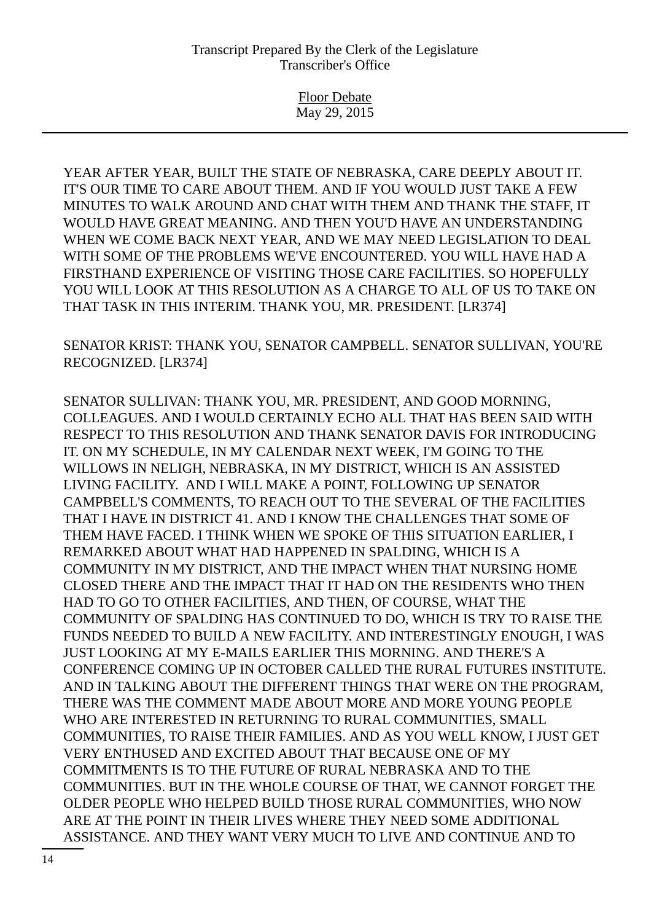YEAR AFTER YEAR, BUILT THE STATE OF NEBRASKA, CARE DEEPLY ABOUT IT. IT'S OUR TIME TO CARE ABOUT THEM. AND IF YOU WOULD JUST TAKE A FEW MINUTES TO WALK AROUND AND CHAT WITH THEM AND THANK THE STAFF, IT WOULD HAVE GREAT MEANING. AND THEN YOU'D HAVE AN UNDERSTANDING WHEN WE COME BACK NEXT YEAR, AND WE MAY NEED LEGISLATION TO DEAL WITH SOME OF THE PROBLEMS WE'VE ENCOUNTERED. YOU WILL HAVE HAD A FIRSTHAND EXPERIENCE OF VISITING THOSE CARE FACILITIES. SO HOPEFULLY YOU WILL LOOK AT THIS RESOLUTION AS A CHARGE TO ALL OF US TO TAKE ON THAT TASK IN THIS INTERIM. THANK YOU, MR. PRESIDENT. [LR374]

SENATOR KRIST: THANK YOU, SENATOR CAMPBELL. SENATOR SULLIVAN, YOU'RE RECOGNIZED. [LR374]

SENATOR SULLIVAN: THANK YOU, MR. PRESIDENT, AND GOOD MORNING, COLLEAGUES. AND I WOULD CERTAINLY ECHO ALL THAT HAS BEEN SAID WITH RESPECT TO THIS RESOLUTION AND THANK SENATOR DAVIS FOR INTRODUCING IT. ON MY SCHEDULE, IN MY CALENDAR NEXT WEEK, I'M GOING TO THE WILLOWS IN NELIGH, NEBRASKA, IN MY DISTRICT, WHICH IS AN ASSISTED LIVING FACILITY. AND I WILL MAKE A POINT, FOLLOWING UP SENATOR CAMPBELL'S COMMENTS, TO REACH OUT TO THE SEVERAL OF THE FACILITIES THAT I HAVE IN DISTRICT 41. AND I KNOW THE CHALLENGES THAT SOME OF THEM HAVE FACED. I THINK WHEN WE SPOKE OF THIS SITUATION EARLIER, I REMARKED ABOUT WHAT HAD HAPPENED IN SPALDING, WHICH IS A COMMUNITY IN MY DISTRICT, AND THE IMPACT WHEN THAT NURSING HOME CLOSED THERE AND THE IMPACT THAT IT HAD ON THE RESIDENTS WHO THEN HAD TO GO TO OTHER FACILITIES, AND THEN, OF COURSE, WHAT THE COMMUNITY OF SPALDING HAS CONTINUED TO DO, WHICH IS TRY TO RAISE THE FUNDS NEEDED TO BUILD A NEW FACILITY. AND INTERESTINGLY ENOUGH, I WAS JUST LOOKING AT MY E-MAILS EARLIER THIS MORNING. AND THERE'S A CONFERENCE COMING UP IN OCTOBER CALLED THE RURAL FUTURES INSTITUTE. AND IN TALKING ABOUT THE DIFFERENT THINGS THAT WERE ON THE PROGRAM, THERE WAS THE COMMENT MADE ABOUT MORE AND MORE YOUNG PEOPLE WHO ARE INTERESTED IN RETURNING TO RURAL COMMUNITIES, SMALL COMMUNITIES, TO RAISE THEIR FAMILIES. AND AS YOU WELL KNOW, I JUST GET VERY ENTHUSED AND EXCITED ABOUT THAT BECAUSE ONE OF MY COMMITMENTS IS TO THE FUTURE OF RURAL NEBRASKA AND TO THE COMMUNITIES. BUT IN THE WHOLE COURSE OF THAT, WE CANNOT FORGET THE OLDER PEOPLE WHO HELPED BUILD THOSE RURAL COMMUNITIES, WHO NOW ARE AT THE POINT IN THEIR LIVES WHERE THEY NEED SOME ADDITIONAL ASSISTANCE. AND THEY WANT VERY MUCH TO LIVE AND CONTINUE AND TO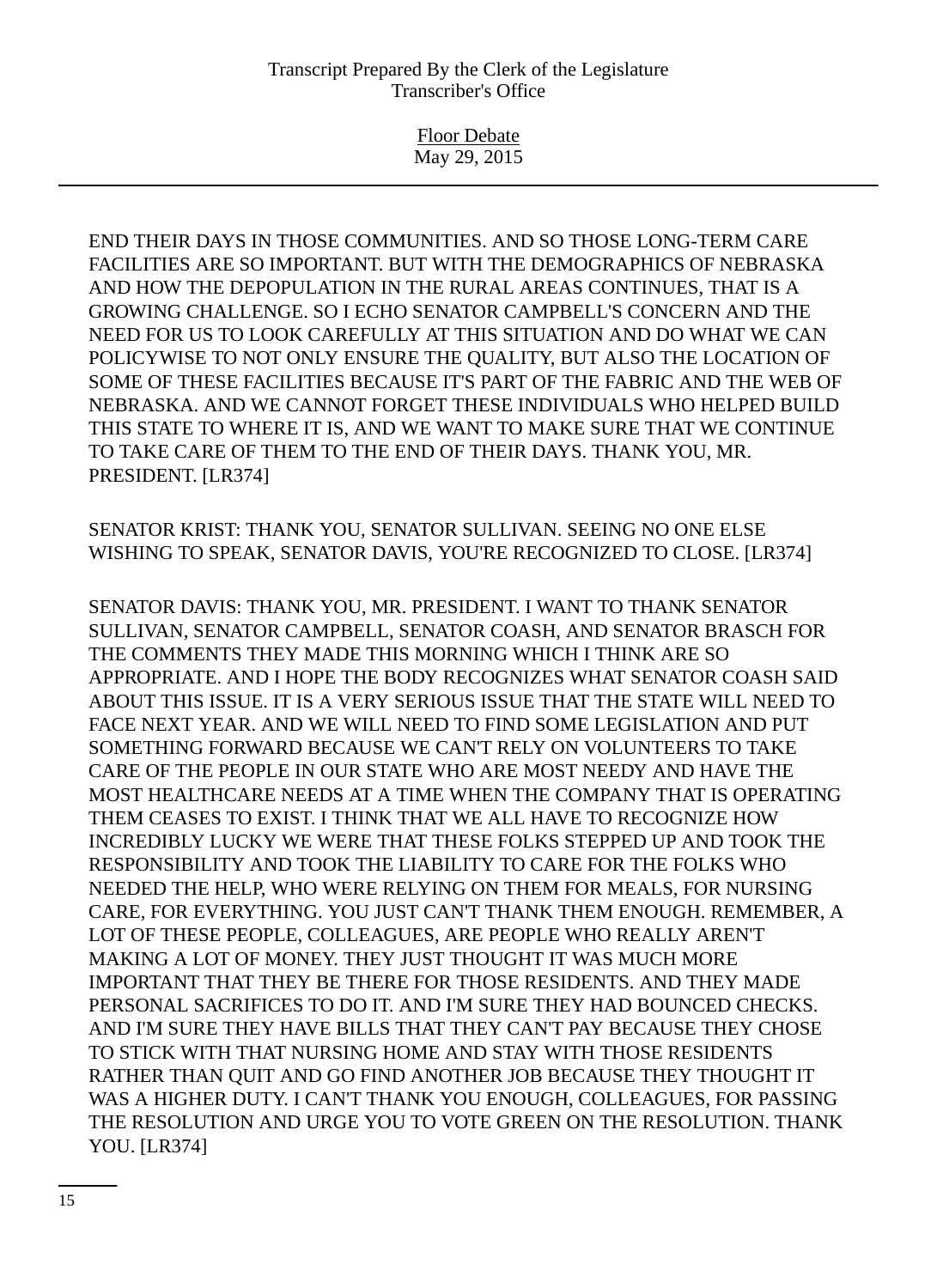END THEIR DAYS IN THOSE COMMUNITIES. AND SO THOSE LONG-TERM CARE FACILITIES ARE SO IMPORTANT. BUT WITH THE DEMOGRAPHICS OF NEBRASKA AND HOW THE DEPOPULATION IN THE RURAL AREAS CONTINUES, THAT IS A GROWING CHALLENGE. SO I ECHO SENATOR CAMPBELL'S CONCERN AND THE NEED FOR US TO LOOK CAREFULLY AT THIS SITUATION AND DO WHAT WE CAN POLICYWISE TO NOT ONLY ENSURE THE QUALITY, BUT ALSO THE LOCATION OF SOME OF THESE FACILITIES BECAUSE IT'S PART OF THE FABRIC AND THE WEB OF NEBRASKA. AND WE CANNOT FORGET THESE INDIVIDUALS WHO HELPED BUILD THIS STATE TO WHERE IT IS, AND WE WANT TO MAKE SURE THAT WE CONTINUE TO TAKE CARE OF THEM TO THE END OF THEIR DAYS. THANK YOU, MR. PRESIDENT. [LR374]

SENATOR KRIST: THANK YOU, SENATOR SULLIVAN. SEEING NO ONE ELSE WISHING TO SPEAK, SENATOR DAVIS, YOU'RE RECOGNIZED TO CLOSE. [LR374]

SENATOR DAVIS: THANK YOU, MR. PRESIDENT. I WANT TO THANK SENATOR SULLIVAN, SENATOR CAMPBELL, SENATOR COASH, AND SENATOR BRASCH FOR THE COMMENTS THEY MADE THIS MORNING WHICH I THINK ARE SO APPROPRIATE. AND I HOPE THE BODY RECOGNIZES WHAT SENATOR COASH SAID ABOUT THIS ISSUE. IT IS A VERY SERIOUS ISSUE THAT THE STATE WILL NEED TO FACE NEXT YEAR. AND WE WILL NEED TO FIND SOME LEGISLATION AND PUT SOMETHING FORWARD BECAUSE WE CAN'T RELY ON VOLUNTEERS TO TAKE CARE OF THE PEOPLE IN OUR STATE WHO ARE MOST NEEDY AND HAVE THE MOST HEALTHCARE NEEDS AT A TIME WHEN THE COMPANY THAT IS OPERATING THEM CEASES TO EXIST. I THINK THAT WE ALL HAVE TO RECOGNIZE HOW INCREDIBLY LUCKY WE WERE THAT THESE FOLKS STEPPED UP AND TOOK THE RESPONSIBILITY AND TOOK THE LIABILITY TO CARE FOR THE FOLKS WHO NEEDED THE HELP, WHO WERE RELYING ON THEM FOR MEALS, FOR NURSING CARE, FOR EVERYTHING. YOU JUST CAN'T THANK THEM ENOUGH. REMEMBER, A LOT OF THESE PEOPLE, COLLEAGUES, ARE PEOPLE WHO REALLY AREN'T MAKING A LOT OF MONEY. THEY JUST THOUGHT IT WAS MUCH MORE IMPORTANT THAT THEY BE THERE FOR THOSE RESIDENTS. AND THEY MADE PERSONAL SACRIFICES TO DO IT. AND I'M SURE THEY HAD BOUNCED CHECKS. AND I'M SURE THEY HAVE BILLS THAT THEY CAN'T PAY BECAUSE THEY CHOSE TO STICK WITH THAT NURSING HOME AND STAY WITH THOSE RESIDENTS RATHER THAN QUIT AND GO FIND ANOTHER JOB BECAUSE THEY THOUGHT IT WAS A HIGHER DUTY. I CAN'T THANK YOU ENOUGH, COLLEAGUES, FOR PASSING THE RESOLUTION AND URGE YOU TO VOTE GREEN ON THE RESOLUTION. THANK YOU. [LR374]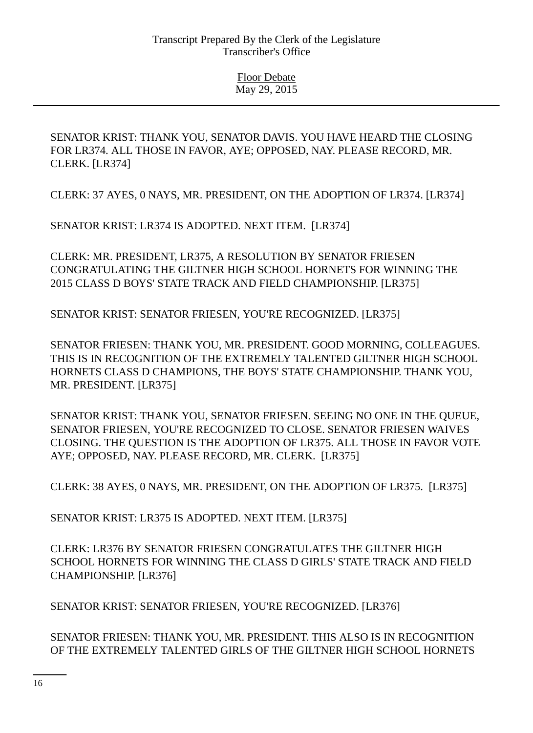SENATOR KRIST: THANK YOU, SENATOR DAVIS. YOU HAVE HEARD THE CLOSING FOR LR374. ALL THOSE IN FAVOR, AYE; OPPOSED, NAY. PLEASE RECORD, MR. CLERK. [LR374]

CLERK: 37 AYES, 0 NAYS, MR. PRESIDENT, ON THE ADOPTION OF LR374. [LR374]

SENATOR KRIST: LR374 IS ADOPTED. NEXT ITEM. [LR374]

CLERK: MR. PRESIDENT, LR375, A RESOLUTION BY SENATOR FRIESEN CONGRATULATING THE GILTNER HIGH SCHOOL HORNETS FOR WINNING THE 2015 CLASS D BOYS' STATE TRACK AND FIELD CHAMPIONSHIP. [LR375]

SENATOR KRIST: SENATOR FRIESEN, YOU'RE RECOGNIZED. [LR375]

SENATOR FRIESEN: THANK YOU, MR. PRESIDENT. GOOD MORNING, COLLEAGUES. THIS IS IN RECOGNITION OF THE EXTREMELY TALENTED GILTNER HIGH SCHOOL HORNETS CLASS D CHAMPIONS, THE BOYS' STATE CHAMPIONSHIP. THANK YOU, MR. PRESIDENT. [LR375]

SENATOR KRIST: THANK YOU, SENATOR FRIESEN. SEEING NO ONE IN THE QUEUE, SENATOR FRIESEN, YOU'RE RECOGNIZED TO CLOSE. SENATOR FRIESEN WAIVES CLOSING. THE QUESTION IS THE ADOPTION OF LR375. ALL THOSE IN FAVOR VOTE AYE; OPPOSED, NAY. PLEASE RECORD, MR. CLERK. [LR375]

CLERK: 38 AYES, 0 NAYS, MR. PRESIDENT, ON THE ADOPTION OF LR375. [LR375]

SENATOR KRIST: LR375 IS ADOPTED. NEXT ITEM. [LR375]

CLERK: LR376 BY SENATOR FRIESEN CONGRATULATES THE GILTNER HIGH SCHOOL HORNETS FOR WINNING THE CLASS D GIRLS' STATE TRACK AND FIELD CHAMPIONSHIP. [LR376]

SENATOR KRIST: SENATOR FRIESEN, YOU'RE RECOGNIZED. [LR376]

SENATOR FRIESEN: THANK YOU, MR. PRESIDENT. THIS ALSO IS IN RECOGNITION OF THE EXTREMELY TALENTED GIRLS OF THE GILTNER HIGH SCHOOL HORNETS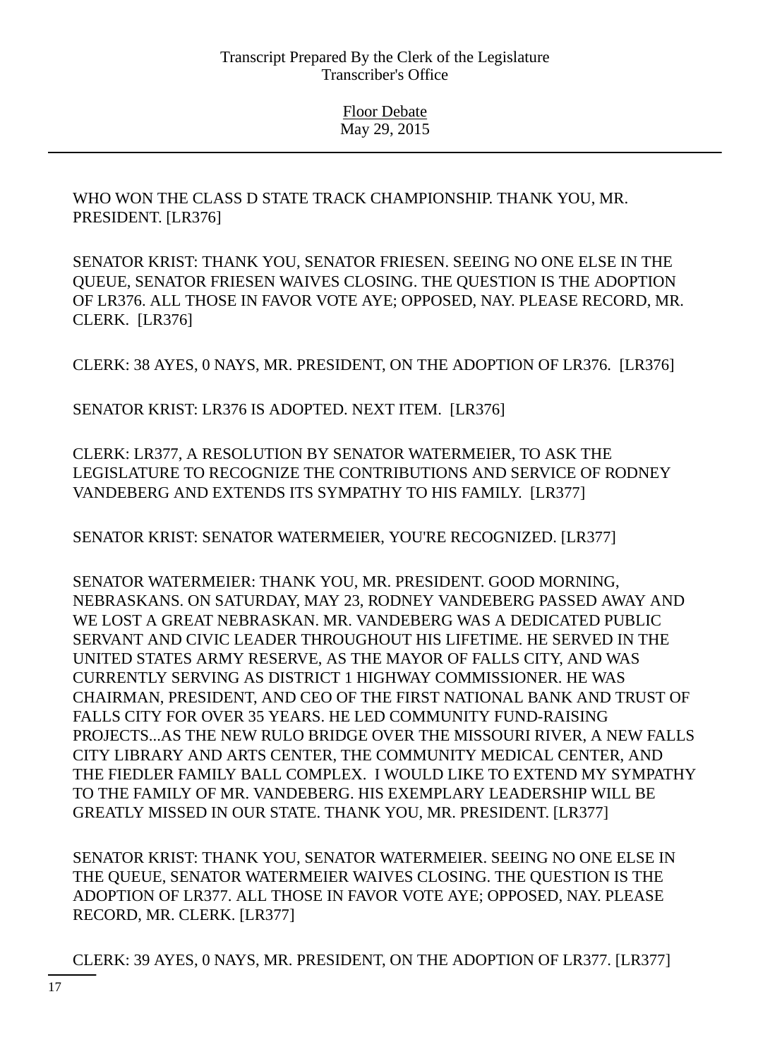WHO WON THE CLASS D STATE TRACK CHAMPIONSHIP. THANK YOU, MR. PRESIDENT. [LR376]

SENATOR KRIST: THANK YOU, SENATOR FRIESEN. SEEING NO ONE ELSE IN THE QUEUE, SENATOR FRIESEN WAIVES CLOSING. THE QUESTION IS THE ADOPTION OF LR376. ALL THOSE IN FAVOR VOTE AYE; OPPOSED, NAY. PLEASE RECORD, MR. CLERK. [LR376]

CLERK: 38 AYES, 0 NAYS, MR. PRESIDENT, ON THE ADOPTION OF LR376. [LR376]

SENATOR KRIST: LR376 IS ADOPTED. NEXT ITEM. [LR376]

CLERK: LR377, A RESOLUTION BY SENATOR WATERMEIER, TO ASK THE LEGISLATURE TO RECOGNIZE THE CONTRIBUTIONS AND SERVICE OF RODNEY VANDEBERG AND EXTENDS ITS SYMPATHY TO HIS FAMILY. [LR377]

SENATOR KRIST: SENATOR WATERMEIER, YOU'RE RECOGNIZED. [LR377]

SENATOR WATERMEIER: THANK YOU, MR. PRESIDENT. GOOD MORNING, NEBRASKANS. ON SATURDAY, MAY 23, RODNEY VANDEBERG PASSED AWAY AND WE LOST A GREAT NEBRASKAN. MR. VANDEBERG WAS A DEDICATED PUBLIC SERVANT AND CIVIC LEADER THROUGHOUT HIS LIFETIME. HE SERVED IN THE UNITED STATES ARMY RESERVE, AS THE MAYOR OF FALLS CITY, AND WAS CURRENTLY SERVING AS DISTRICT 1 HIGHWAY COMMISSIONER. HE WAS CHAIRMAN, PRESIDENT, AND CEO OF THE FIRST NATIONAL BANK AND TRUST OF FALLS CITY FOR OVER 35 YEARS. HE LED COMMUNITY FUND-RAISING PROJECTS...AS THE NEW RULO BRIDGE OVER THE MISSOURI RIVER, A NEW FALLS CITY LIBRARY AND ARTS CENTER, THE COMMUNITY MEDICAL CENTER, AND THE FIEDLER FAMILY BALL COMPLEX. I WOULD LIKE TO EXTEND MY SYMPATHY TO THE FAMILY OF MR. VANDEBERG. HIS EXEMPLARY LEADERSHIP WILL BE GREATLY MISSED IN OUR STATE. THANK YOU, MR. PRESIDENT. [LR377]

SENATOR KRIST: THANK YOU, SENATOR WATERMEIER. SEEING NO ONE ELSE IN THE QUEUE, SENATOR WATERMEIER WAIVES CLOSING. THE QUESTION IS THE ADOPTION OF LR377. ALL THOSE IN FAVOR VOTE AYE; OPPOSED, NAY. PLEASE RECORD, MR. CLERK. [LR377]

CLERK: 39 AYES, 0 NAYS, MR. PRESIDENT, ON THE ADOPTION OF LR377. [LR377]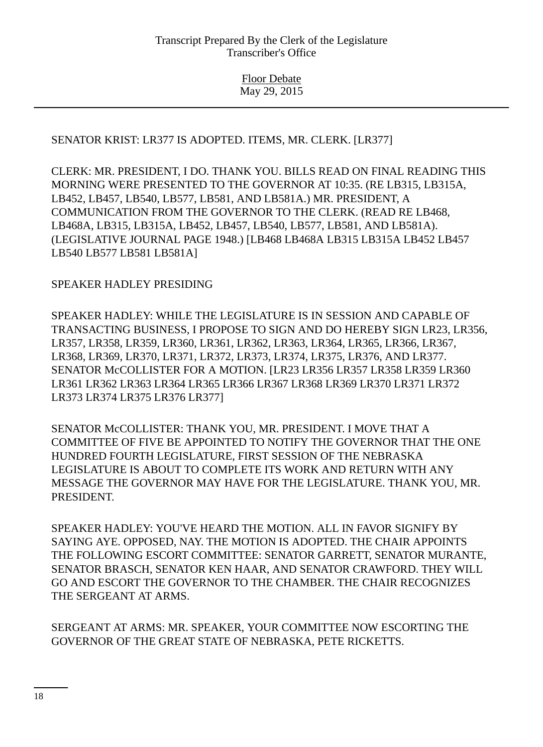SENATOR KRIST: LR377 IS ADOPTED. ITEMS, MR. CLERK. [LR377]

CLERK: MR. PRESIDENT, I DO. THANK YOU. BILLS READ ON FINAL READING THIS MORNING WERE PRESENTED TO THE GOVERNOR AT 10:35. (RE LB315, LB315A, LB452, LB457, LB540, LB577, LB581, AND LB581A.) MR. PRESIDENT, A COMMUNICATION FROM THE GOVERNOR TO THE CLERK. (READ RE LB468, LB468A, LB315, LB315A, LB452, LB457, LB540, LB577, LB581, AND LB581A). (LEGISLATIVE JOURNAL PAGE 1948.) [LB468 LB468A LB315 LB315A LB452 LB457 LB540 LB577 LB581 LB581A]

SPEAKER HADLEY PRESIDING

SPEAKER HADLEY: WHILE THE LEGISLATURE IS IN SESSION AND CAPABLE OF TRANSACTING BUSINESS, I PROPOSE TO SIGN AND DO HEREBY SIGN LR23, LR356, LR357, LR358, LR359, LR360, LR361, LR362, LR363, LR364, LR365, LR366, LR367, LR368, LR369, LR370, LR371, LR372, LR373, LR374, LR375, LR376, AND LR377. SENATOR McCOLLISTER FOR A MOTION. [LR23 LR356 LR357 LR358 LR359 LR360 LR361 LR362 LR363 LR364 LR365 LR366 LR367 LR368 LR369 LR370 LR371 LR372 LR373 LR374 LR375 LR376 LR377]

SENATOR McCOLLISTER: THANK YOU, MR. PRESIDENT. I MOVE THAT A COMMITTEE OF FIVE BE APPOINTED TO NOTIFY THE GOVERNOR THAT THE ONE HUNDRED FOURTH LEGISLATURE, FIRST SESSION OF THE NEBRASKA LEGISLATURE IS ABOUT TO COMPLETE ITS WORK AND RETURN WITH ANY MESSAGE THE GOVERNOR MAY HAVE FOR THE LEGISLATURE. THANK YOU, MR. PRESIDENT.

SPEAKER HADLEY: YOU'VE HEARD THE MOTION. ALL IN FAVOR SIGNIFY BY SAYING AYE. OPPOSED, NAY. THE MOTION IS ADOPTED. THE CHAIR APPOINTS THE FOLLOWING ESCORT COMMITTEE: SENATOR GARRETT, SENATOR MURANTE, SENATOR BRASCH, SENATOR KEN HAAR, AND SENATOR CRAWFORD. THEY WILL GO AND ESCORT THE GOVERNOR TO THE CHAMBER. THE CHAIR RECOGNIZES THE SERGEANT AT ARMS.

SERGEANT AT ARMS: MR. SPEAKER, YOUR COMMITTEE NOW ESCORTING THE GOVERNOR OF THE GREAT STATE OF NEBRASKA, PETE RICKETTS.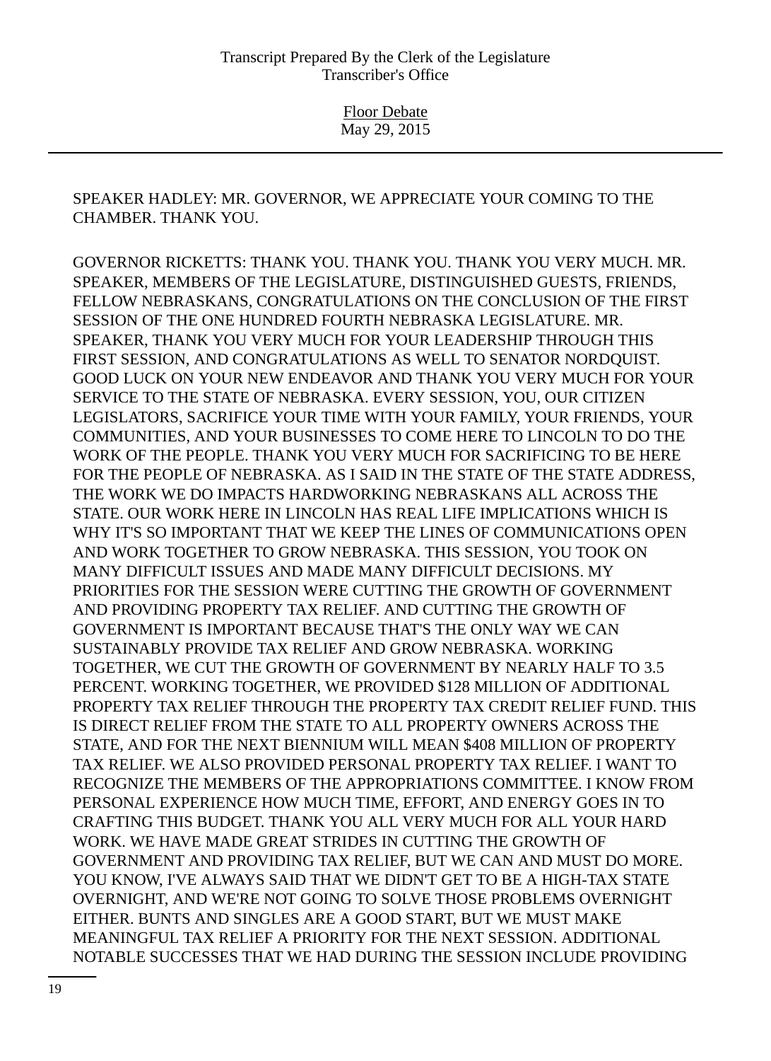SPEAKER HADLEY: MR. GOVERNOR, WE APPRECIATE YOUR COMING TO THE CHAMBER. THANK YOU.

GOVERNOR RICKETTS: THANK YOU. THANK YOU. THANK YOU VERY MUCH. MR. SPEAKER, MEMBERS OF THE LEGISLATURE, DISTINGUISHED GUESTS, FRIENDS, FELLOW NEBRASKANS, CONGRATULATIONS ON THE CONCLUSION OF THE FIRST SESSION OF THE ONE HUNDRED FOURTH NEBRASKA LEGISLATURE. MR. SPEAKER, THANK YOU VERY MUCH FOR YOUR LEADERSHIP THROUGH THIS FIRST SESSION, AND CONGRATULATIONS AS WELL TO SENATOR NORDQUIST. GOOD LUCK ON YOUR NEW ENDEAVOR AND THANK YOU VERY MUCH FOR YOUR SERVICE TO THE STATE OF NEBRASKA. EVERY SESSION, YOU, OUR CITIZEN LEGISLATORS, SACRIFICE YOUR TIME WITH YOUR FAMILY, YOUR FRIENDS, YOUR COMMUNITIES, AND YOUR BUSINESSES TO COME HERE TO LINCOLN TO DO THE WORK OF THE PEOPLE. THANK YOU VERY MUCH FOR SACRIFICING TO BE HERE FOR THE PEOPLE OF NEBRASKA. AS I SAID IN THE STATE OF THE STATE ADDRESS, THE WORK WE DO IMPACTS HARDWORKING NEBRASKANS ALL ACROSS THE STATE. OUR WORK HERE IN LINCOLN HAS REAL LIFE IMPLICATIONS WHICH IS WHY IT'S SO IMPORTANT THAT WE KEEP THE LINES OF COMMUNICATIONS OPEN AND WORK TOGETHER TO GROW NEBRASKA. THIS SESSION, YOU TOOK ON MANY DIFFICULT ISSUES AND MADE MANY DIFFICULT DECISIONS. MY PRIORITIES FOR THE SESSION WERE CUTTING THE GROWTH OF GOVERNMENT AND PROVIDING PROPERTY TAX RELIEF. AND CUTTING THE GROWTH OF GOVERNMENT IS IMPORTANT BECAUSE THAT'S THE ONLY WAY WE CAN SUSTAINABLY PROVIDE TAX RELIEF AND GROW NEBRASKA. WORKING TOGETHER, WE CUT THE GROWTH OF GOVERNMENT BY NEARLY HALF TO 3.5 PERCENT. WORKING TOGETHER, WE PROVIDED $128 MILLION OF ADDITIONAL PROPERTY TAX RELIEF THROUGH THE PROPERTY TAX CREDIT RELIEF FUND. THIS IS DIRECT RELIEF FROM THE STATE TO ALL PROPERTY OWNERS ACROSS THE STATE, AND FOR THE NEXT BIENNIUM WILL MEAN $408 MILLION OF PROPERTY TAX RELIEF. WE ALSO PROVIDED PERSONAL PROPERTY TAX RELIEF. I WANT TO RECOGNIZE THE MEMBERS OF THE APPROPRIATIONS COMMITTEE. I KNOW FROM PERSONAL EXPERIENCE HOW MUCH TIME, EFFORT, AND ENERGY GOES IN TO CRAFTING THIS BUDGET. THANK YOU ALL VERY MUCH FOR ALL YOUR HARD WORK. WE HAVE MADE GREAT STRIDES IN CUTTING THE GROWTH OF GOVERNMENT AND PROVIDING TAX RELIEF, BUT WE CAN AND MUST DO MORE. YOU KNOW, I'VE ALWAYS SAID THAT WE DIDN'T GET TO BE A HIGH-TAX STATE OVERNIGHT, AND WE'RE NOT GOING TO SOLVE THOSE PROBLEMS OVERNIGHT EITHER. BUNTS AND SINGLES ARE A GOOD START, BUT WE MUST MAKE MEANINGFUL TAX RELIEF A PRIORITY FOR THE NEXT SESSION. ADDITIONAL NOTABLE SUCCESSES THAT WE HAD DURING THE SESSION INCLUDE PROVIDING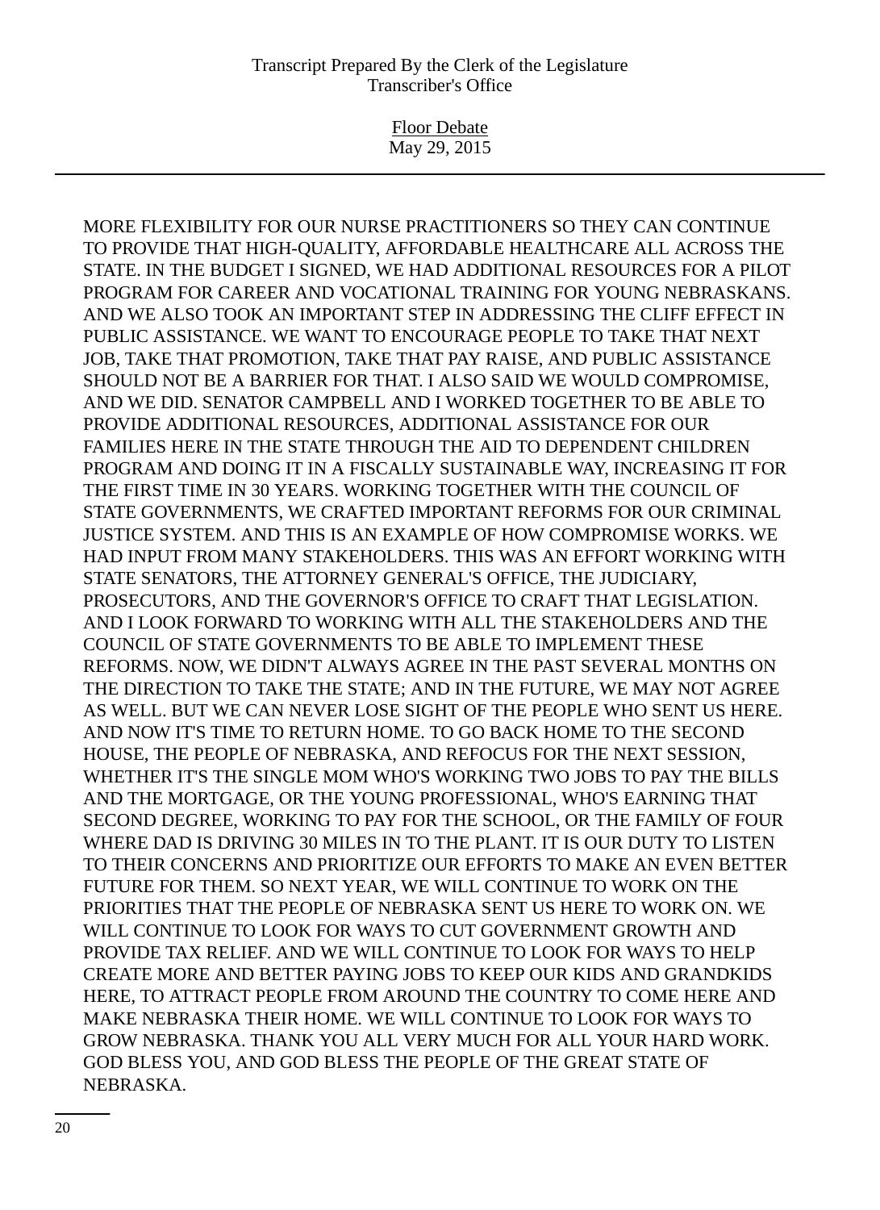MORE FLEXIBILITY FOR OUR NURSE PRACTITIONERS SO THEY CAN CONTINUE TO PROVIDE THAT HIGH-QUALITY, AFFORDABLE HEALTHCARE ALL ACROSS THE STATE. IN THE BUDGET I SIGNED, WE HAD ADDITIONAL RESOURCES FOR A PILOT PROGRAM FOR CAREER AND VOCATIONAL TRAINING FOR YOUNG NEBRASKANS. AND WE ALSO TOOK AN IMPORTANT STEP IN ADDRESSING THE CLIFF EFFECT IN PUBLIC ASSISTANCE. WE WANT TO ENCOURAGE PEOPLE TO TAKE THAT NEXT JOB, TAKE THAT PROMOTION, TAKE THAT PAY RAISE, AND PUBLIC ASSISTANCE SHOULD NOT BE A BARRIER FOR THAT. I ALSO SAID WE WOULD COMPROMISE, AND WE DID. SENATOR CAMPBELL AND I WORKED TOGETHER TO BE ABLE TO PROVIDE ADDITIONAL RESOURCES, ADDITIONAL ASSISTANCE FOR OUR FAMILIES HERE IN THE STATE THROUGH THE AID TO DEPENDENT CHILDREN PROGRAM AND DOING IT IN A FISCALLY SUSTAINABLE WAY, INCREASING IT FOR THE FIRST TIME IN 30 YEARS. WORKING TOGETHER WITH THE COUNCIL OF STATE GOVERNMENTS, WE CRAFTED IMPORTANT REFORMS FOR OUR CRIMINAL JUSTICE SYSTEM. AND THIS IS AN EXAMPLE OF HOW COMPROMISE WORKS. WE HAD INPUT FROM MANY STAKEHOLDERS. THIS WAS AN EFFORT WORKING WITH STATE SENATORS, THE ATTORNEY GENERAL'S OFFICE, THE JUDICIARY, PROSECUTORS, AND THE GOVERNOR'S OFFICE TO CRAFT THAT LEGISLATION. AND I LOOK FORWARD TO WORKING WITH ALL THE STAKEHOLDERS AND THE COUNCIL OF STATE GOVERNMENTS TO BE ABLE TO IMPLEMENT THESE REFORMS. NOW, WE DIDN'T ALWAYS AGREE IN THE PAST SEVERAL MONTHS ON THE DIRECTION TO TAKE THE STATE; AND IN THE FUTURE, WE MAY NOT AGREE AS WELL. BUT WE CAN NEVER LOSE SIGHT OF THE PEOPLE WHO SENT US HERE. AND NOW IT'S TIME TO RETURN HOME. TO GO BACK HOME TO THE SECOND HOUSE, THE PEOPLE OF NEBRASKA, AND REFOCUS FOR THE NEXT SESSION, WHETHER IT'S THE SINGLE MOM WHO'S WORKING TWO JOBS TO PAY THE BILLS AND THE MORTGAGE, OR THE YOUNG PROFESSIONAL, WHO'S EARNING THAT SECOND DEGREE, WORKING TO PAY FOR THE SCHOOL, OR THE FAMILY OF FOUR WHERE DAD IS DRIVING 30 MILES IN TO THE PLANT. IT IS OUR DUTY TO LISTEN TO THEIR CONCERNS AND PRIORITIZE OUR EFFORTS TO MAKE AN EVEN BETTER FUTURE FOR THEM. SO NEXT YEAR, WE WILL CONTINUE TO WORK ON THE PRIORITIES THAT THE PEOPLE OF NEBRASKA SENT US HERE TO WORK ON. WE WILL CONTINUE TO LOOK FOR WAYS TO CUT GOVERNMENT GROWTH AND PROVIDE TAX RELIEF. AND WE WILL CONTINUE TO LOOK FOR WAYS TO HELP CREATE MORE AND BETTER PAYING JOBS TO KEEP OUR KIDS AND GRANDKIDS HERE, TO ATTRACT PEOPLE FROM AROUND THE COUNTRY TO COME HERE AND MAKE NEBRASKA THEIR HOME. WE WILL CONTINUE TO LOOK FOR WAYS TO GROW NEBRASKA. THANK YOU ALL VERY MUCH FOR ALL YOUR HARD WORK. GOD BLESS YOU, AND GOD BLESS THE PEOPLE OF THE GREAT STATE OF NEBRASKA.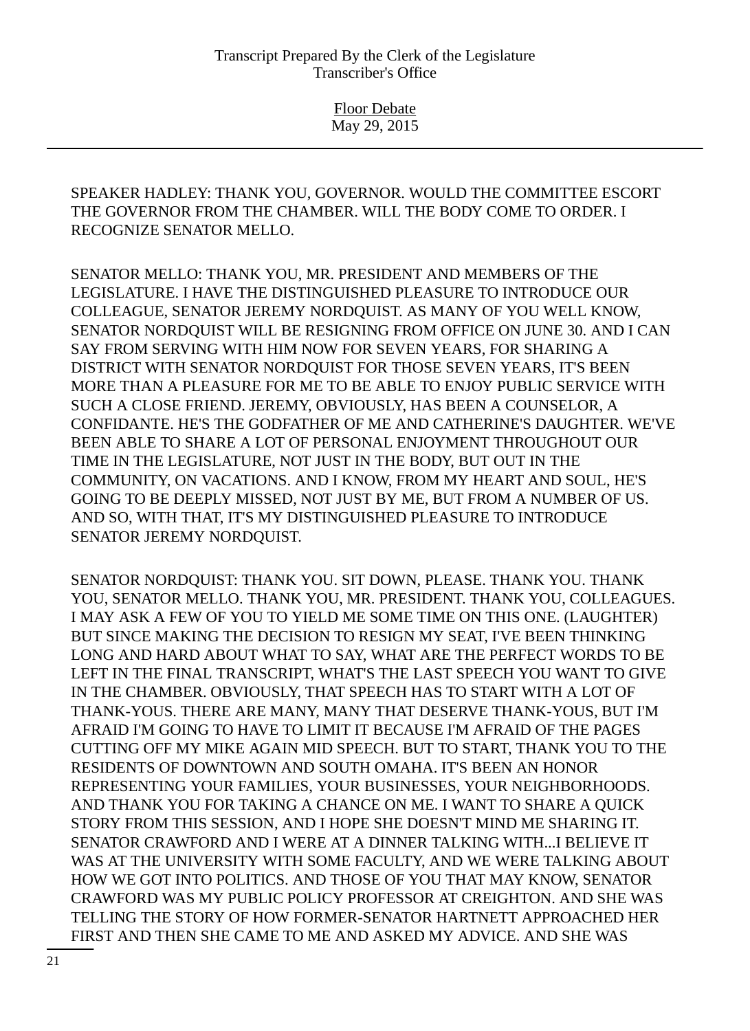SPEAKER HADLEY: THANK YOU, GOVERNOR. WOULD THE COMMITTEE ESCORT THE GOVERNOR FROM THE CHAMBER. WILL THE BODY COME TO ORDER. I RECOGNIZE SENATOR MELLO.

SENATOR MELLO: THANK YOU, MR. PRESIDENT AND MEMBERS OF THE LEGISLATURE. I HAVE THE DISTINGUISHED PLEASURE TO INTRODUCE OUR COLLEAGUE, SENATOR JEREMY NORDQUIST. AS MANY OF YOU WELL KNOW, SENATOR NORDQUIST WILL BE RESIGNING FROM OFFICE ON JUNE 30. AND I CAN SAY FROM SERVING WITH HIM NOW FOR SEVEN YEARS, FOR SHARING A DISTRICT WITH SENATOR NORDQUIST FOR THOSE SEVEN YEARS, IT'S BEEN MORE THAN A PLEASURE FOR ME TO BE ABLE TO ENJOY PUBLIC SERVICE WITH SUCH A CLOSE FRIEND. JEREMY, OBVIOUSLY, HAS BEEN A COUNSELOR, A CONFIDANTE. HE'S THE GODFATHER OF ME AND CATHERINE'S DAUGHTER. WE'VE BEEN ABLE TO SHARE A LOT OF PERSONAL ENJOYMENT THROUGHOUT OUR TIME IN THE LEGISLATURE, NOT JUST IN THE BODY, BUT OUT IN THE COMMUNITY, ON VACATIONS. AND I KNOW, FROM MY HEART AND SOUL, HE'S GOING TO BE DEEPLY MISSED, NOT JUST BY ME, BUT FROM A NUMBER OF US. AND SO, WITH THAT, IT'S MY DISTINGUISHED PLEASURE TO INTRODUCE SENATOR JEREMY NORDQUIST.

SENATOR NORDQUIST: THANK YOU. SIT DOWN, PLEASE. THANK YOU. THANK YOU, SENATOR MELLO. THANK YOU, MR. PRESIDENT. THANK YOU, COLLEAGUES. I MAY ASK A FEW OF YOU TO YIELD ME SOME TIME ON THIS ONE. (LAUGHTER) BUT SINCE MAKING THE DECISION TO RESIGN MY SEAT, I'VE BEEN THINKING LONG AND HARD ABOUT WHAT TO SAY, WHAT ARE THE PERFECT WORDS TO BE LEFT IN THE FINAL TRANSCRIPT, WHAT'S THE LAST SPEECH YOU WANT TO GIVE IN THE CHAMBER. OBVIOUSLY, THAT SPEECH HAS TO START WITH A LOT OF THANK-YOUS. THERE ARE MANY, MANY THAT DESERVE THANK-YOUS, BUT I'M AFRAID I'M GOING TO HAVE TO LIMIT IT BECAUSE I'M AFRAID OF THE PAGES CUTTING OFF MY MIKE AGAIN MID SPEECH. BUT TO START, THANK YOU TO THE RESIDENTS OF DOWNTOWN AND SOUTH OMAHA. IT'S BEEN AN HONOR REPRESENTING YOUR FAMILIES, YOUR BUSINESSES, YOUR NEIGHBORHOODS. AND THANK YOU FOR TAKING A CHANCE ON ME. I WANT TO SHARE A QUICK STORY FROM THIS SESSION, AND I HOPE SHE DOESN'T MIND ME SHARING IT. SENATOR CRAWFORD AND I WERE AT A DINNER TALKING WITH...I BELIEVE IT WAS AT THE UNIVERSITY WITH SOME FACULTY, AND WE WERE TALKING ABOUT HOW WE GOT INTO POLITICS. AND THOSE OF YOU THAT MAY KNOW, SENATOR CRAWFORD WAS MY PUBLIC POLICY PROFESSOR AT CREIGHTON. AND SHE WAS TELLING THE STORY OF HOW FORMER-SENATOR HARTNETT APPROACHED HER FIRST AND THEN SHE CAME TO ME AND ASKED MY ADVICE. AND SHE WAS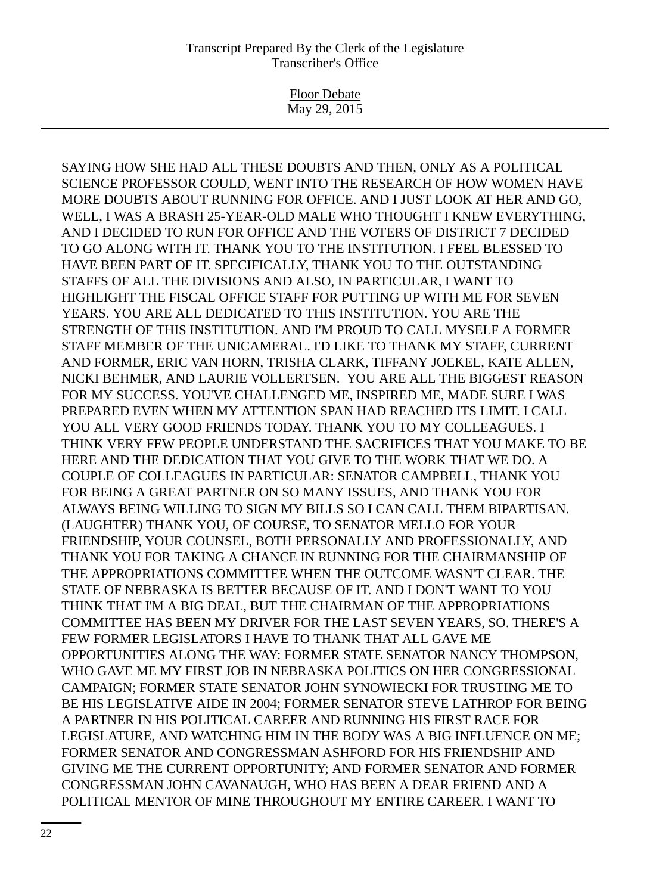SAYING HOW SHE HAD ALL THESE DOUBTS AND THEN, ONLY AS A POLITICAL SCIENCE PROFESSOR COULD, WENT INTO THE RESEARCH OF HOW WOMEN HAVE MORE DOUBTS ABOUT RUNNING FOR OFFICE. AND I JUST LOOK AT HER AND GO, WELL, I WAS A BRASH 25-YEAR-OLD MALE WHO THOUGHT I KNEW EVERYTHING, AND I DECIDED TO RUN FOR OFFICE AND THE VOTERS OF DISTRICT 7 DECIDED TO GO ALONG WITH IT. THANK YOU TO THE INSTITUTION. I FEEL BLESSED TO HAVE BEEN PART OF IT. SPECIFICALLY, THANK YOU TO THE OUTSTANDING STAFFS OF ALL THE DIVISIONS AND ALSO, IN PARTICULAR, I WANT TO HIGHLIGHT THE FISCAL OFFICE STAFF FOR PUTTING UP WITH ME FOR SEVEN YEARS. YOU ARE ALL DEDICATED TO THIS INSTITUTION. YOU ARE THE STRENGTH OF THIS INSTITUTION. AND I'M PROUD TO CALL MYSELF A FORMER STAFF MEMBER OF THE UNICAMERAL. I'D LIKE TO THANK MY STAFF, CURRENT AND FORMER, ERIC VAN HORN, TRISHA CLARK, TIFFANY JOEKEL, KATE ALLEN, NICKI BEHMER, AND LAURIE VOLLERTSEN. YOU ARE ALL THE BIGGEST REASON FOR MY SUCCESS. YOU'VE CHALLENGED ME, INSPIRED ME, MADE SURE I WAS PREPARED EVEN WHEN MY ATTENTION SPAN HAD REACHED ITS LIMIT. I CALL YOU ALL VERY GOOD FRIENDS TODAY. THANK YOU TO MY COLLEAGUES. I THINK VERY FEW PEOPLE UNDERSTAND THE SACRIFICES THAT YOU MAKE TO BE HERE AND THE DEDICATION THAT YOU GIVE TO THE WORK THAT WE DO. A COUPLE OF COLLEAGUES IN PARTICULAR: SENATOR CAMPBELL, THANK YOU FOR BEING A GREAT PARTNER ON SO MANY ISSUES, AND THANK YOU FOR ALWAYS BEING WILLING TO SIGN MY BILLS SO I CAN CALL THEM BIPARTISAN. (LAUGHTER) THANK YOU, OF COURSE, TO SENATOR MELLO FOR YOUR FRIENDSHIP, YOUR COUNSEL, BOTH PERSONALLY AND PROFESSIONALLY, AND THANK YOU FOR TAKING A CHANCE IN RUNNING FOR THE CHAIRMANSHIP OF THE APPROPRIATIONS COMMITTEE WHEN THE OUTCOME WASN'T CLEAR. THE STATE OF NEBRASKA IS BETTER BECAUSE OF IT. AND I DON'T WANT TO YOU THINK THAT I'M A BIG DEAL, BUT THE CHAIRMAN OF THE APPROPRIATIONS COMMITTEE HAS BEEN MY DRIVER FOR THE LAST SEVEN YEARS, SO. THERE'S A FEW FORMER LEGISLATORS I HAVE TO THANK THAT ALL GAVE ME OPPORTUNITIES ALONG THE WAY: FORMER STATE SENATOR NANCY THOMPSON, WHO GAVE ME MY FIRST JOB IN NEBRASKA POLITICS ON HER CONGRESSIONAL CAMPAIGN; FORMER STATE SENATOR JOHN SYNOWIECKI FOR TRUSTING ME TO BE HIS LEGISLATIVE AIDE IN 2004; FORMER SENATOR STEVE LATHROP FOR BEING A PARTNER IN HIS POLITICAL CAREER AND RUNNING HIS FIRST RACE FOR LEGISLATURE, AND WATCHING HIM IN THE BODY WAS A BIG INFLUENCE ON ME; FORMER SENATOR AND CONGRESSMAN ASHFORD FOR HIS FRIENDSHIP AND GIVING ME THE CURRENT OPPORTUNITY; AND FORMER SENATOR AND FORMER CONGRESSMAN JOHN CAVANAUGH, WHO HAS BEEN A DEAR FRIEND AND A POLITICAL MENTOR OF MINE THROUGHOUT MY ENTIRE CAREER. I WANT TO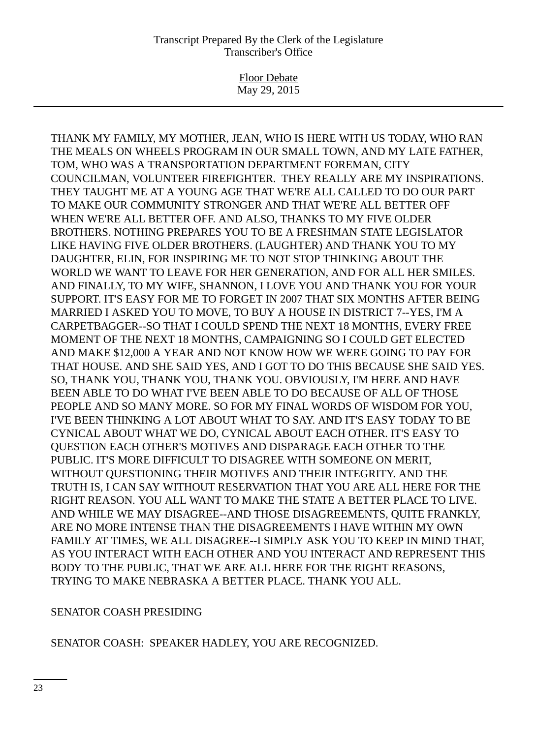THANK MY FAMILY, MY MOTHER, JEAN, WHO IS HERE WITH US TODAY, WHO RAN THE MEALS ON WHEELS PROGRAM IN OUR SMALL TOWN, AND MY LATE FATHER, TOM, WHO WAS A TRANSPORTATION DEPARTMENT FOREMAN, CITY COUNCILMAN, VOLUNTEER FIREFIGHTER. THEY REALLY ARE MY INSPIRATIONS. THEY TAUGHT ME AT A YOUNG AGE THAT WE'RE ALL CALLED TO DO OUR PART TO MAKE OUR COMMUNITY STRONGER AND THAT WE'RE ALL BETTER OFF WHEN WE'RE ALL BETTER OFF. AND ALSO, THANKS TO MY FIVE OLDER BROTHERS. NOTHING PREPARES YOU TO BE A FRESHMAN STATE LEGISLATOR LIKE HAVING FIVE OLDER BROTHERS. (LAUGHTER) AND THANK YOU TO MY DAUGHTER, ELIN, FOR INSPIRING ME TO NOT STOP THINKING ABOUT THE WORLD WE WANT TO LEAVE FOR HER GENERATION, AND FOR ALL HER SMILES. AND FINALLY, TO MY WIFE, SHANNON, I LOVE YOU AND THANK YOU FOR YOUR SUPPORT. IT'S EASY FOR ME TO FORGET IN 2007 THAT SIX MONTHS AFTER BEING MARRIED I ASKED YOU TO MOVE, TO BUY A HOUSE IN DISTRICT 7--YES, I'M A CARPETBAGGER--SO THAT I COULD SPEND THE NEXT 18 MONTHS, EVERY FREE MOMENT OF THE NEXT 18 MONTHS, CAMPAIGNING SO I COULD GET ELECTED AND MAKE $12,000 A YEAR AND NOT KNOW HOW WE WERE GOING TO PAY FOR THAT HOUSE. AND SHE SAID YES, AND I GOT TO DO THIS BECAUSE SHE SAID YES. SO, THANK YOU, THANK YOU, THANK YOU. OBVIOUSLY, I'M HERE AND HAVE BEEN ABLE TO DO WHAT I'VE BEEN ABLE TO DO BECAUSE OF ALL OF THOSE PEOPLE AND SO MANY MORE. SO FOR MY FINAL WORDS OF WISDOM FOR YOU, I'VE BEEN THINKING A LOT ABOUT WHAT TO SAY. AND IT'S EASY TODAY TO BE CYNICAL ABOUT WHAT WE DO, CYNICAL ABOUT EACH OTHER. IT'S EASY TO QUESTION EACH OTHER'S MOTIVES AND DISPARAGE EACH OTHER TO THE PUBLIC. IT'S MORE DIFFICULT TO DISAGREE WITH SOMEONE ON MERIT, WITHOUT QUESTIONING THEIR MOTIVES AND THEIR INTEGRITY. AND THE TRUTH IS, I CAN SAY WITHOUT RESERVATION THAT YOU ARE ALL HERE FOR THE RIGHT REASON. YOU ALL WANT TO MAKE THE STATE A BETTER PLACE TO LIVE. AND WHILE WE MAY DISAGREE--AND THOSE DISAGREEMENTS, QUITE FRANKLY, ARE NO MORE INTENSE THAN THE DISAGREEMENTS I HAVE WITHIN MY OWN FAMILY AT TIMES, WE ALL DISAGREE--I SIMPLY ASK YOU TO KEEP IN MIND THAT, AS YOU INTERACT WITH EACH OTHER AND YOU INTERACT AND REPRESENT THIS BODY TO THE PUBLIC, THAT WE ARE ALL HERE FOR THE RIGHT REASONS, TRYING TO MAKE NEBRASKA A BETTER PLACE. THANK YOU ALL.

SENATOR COASH PRESIDING

SENATOR COASH: SPEAKER HADLEY, YOU ARE RECOGNIZED.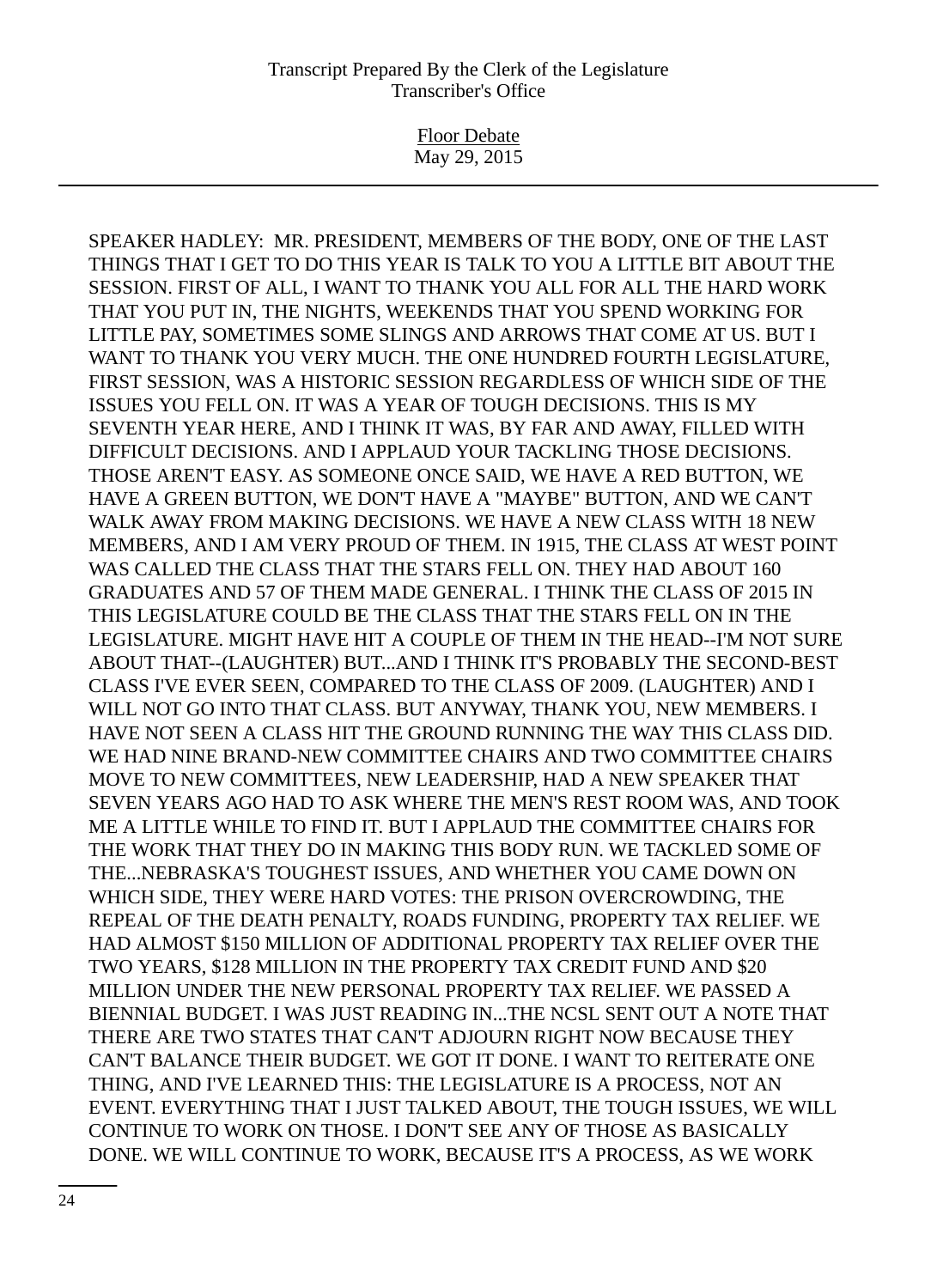SPEAKER HADLEY: MR. PRESIDENT, MEMBERS OF THE BODY, ONE OF THE LAST THINGS THAT I GET TO DO THIS YEAR IS TALK TO YOU A LITTLE BIT ABOUT THE SESSION. FIRST OF ALL, I WANT TO THANK YOU ALL FOR ALL THE HARD WORK THAT YOU PUT IN, THE NIGHTS, WEEKENDS THAT YOU SPEND WORKING FOR LITTLE PAY, SOMETIMES SOME SLINGS AND ARROWS THAT COME AT US. BUT I WANT TO THANK YOU VERY MUCH. THE ONE HUNDRED FOURTH LEGISLATURE, FIRST SESSION, WAS A HISTORIC SESSION REGARDLESS OF WHICH SIDE OF THE ISSUES YOU FELL ON. IT WAS A YEAR OF TOUGH DECISIONS. THIS IS MY SEVENTH YEAR HERE, AND I THINK IT WAS, BY FAR AND AWAY, FILLED WITH DIFFICULT DECISIONS. AND I APPLAUD YOUR TACKLING THOSE DECISIONS. THOSE AREN'T EASY. AS SOMEONE ONCE SAID, WE HAVE A RED BUTTON, WE HAVE A GREEN BUTTON, WE DON'T HAVE A "MAYBE" BUTTON, AND WE CAN'T WALK AWAY FROM MAKING DECISIONS. WE HAVE A NEW CLASS WITH 18 NEW MEMBERS, AND I AM VERY PROUD OF THEM. IN 1915, THE CLASS AT WEST POINT WAS CALLED THE CLASS THAT THE STARS FELL ON. THEY HAD ABOUT 160 GRADUATES AND 57 OF THEM MADE GENERAL. I THINK THE CLASS OF 2015 IN THIS LEGISLATURE COULD BE THE CLASS THAT THE STARS FELL ON IN THE LEGISLATURE. MIGHT HAVE HIT A COUPLE OF THEM IN THE HEAD--I'M NOT SURE ABOUT THAT--(LAUGHTER) BUT...AND I THINK IT'S PROBABLY THE SECOND-BEST CLASS I'VE EVER SEEN, COMPARED TO THE CLASS OF 2009. (LAUGHTER) AND I WILL NOT GO INTO THAT CLASS. BUT ANYWAY, THANK YOU, NEW MEMBERS. I HAVE NOT SEEN A CLASS HIT THE GROUND RUNNING THE WAY THIS CLASS DID. WE HAD NINE BRAND-NEW COMMITTEE CHAIRS AND TWO COMMITTEE CHAIRS MOVE TO NEW COMMITTEES, NEW LEADERSHIP, HAD A NEW SPEAKER THAT SEVEN YEARS AGO HAD TO ASK WHERE THE MEN'S REST ROOM WAS, AND TOOK ME A LITTLE WHILE TO FIND IT. BUT I APPLAUD THE COMMITTEE CHAIRS FOR THE WORK THAT THEY DO IN MAKING THIS BODY RUN. WE TACKLED SOME OF THE...NEBRASKA'S TOUGHEST ISSUES, AND WHETHER YOU CAME DOWN ON WHICH SIDE, THEY WERE HARD VOTES: THE PRISON OVERCROWDING, THE REPEAL OF THE DEATH PENALTY, ROADS FUNDING, PROPERTY TAX RELIEF. WE HAD ALMOST $150 MILLION OF ADDITIONAL PROPERTY TAX RELIEF OVER THE TWO YEARS, $128 MILLION IN THE PROPERTY TAX CREDIT FUND AND $20 MILLION UNDER THE NEW PERSONAL PROPERTY TAX RELIEF. WE PASSED A BIENNIAL BUDGET. I WAS JUST READING IN...THE NCSL SENT OUT A NOTE THAT THERE ARE TWO STATES THAT CAN'T ADJOURN RIGHT NOW BECAUSE THEY CAN'T BALANCE THEIR BUDGET. WE GOT IT DONE. I WANT TO REITERATE ONE THING, AND I'VE LEARNED THIS: THE LEGISLATURE IS A PROCESS, NOT AN EVENT. EVERYTHING THAT I JUST TALKED ABOUT, THE TOUGH ISSUES, WE WILL CONTINUE TO WORK ON THOSE. I DON'T SEE ANY OF THOSE AS BASICALLY DONE. WE WILL CONTINUE TO WORK, BECAUSE IT'S A PROCESS, AS WE WORK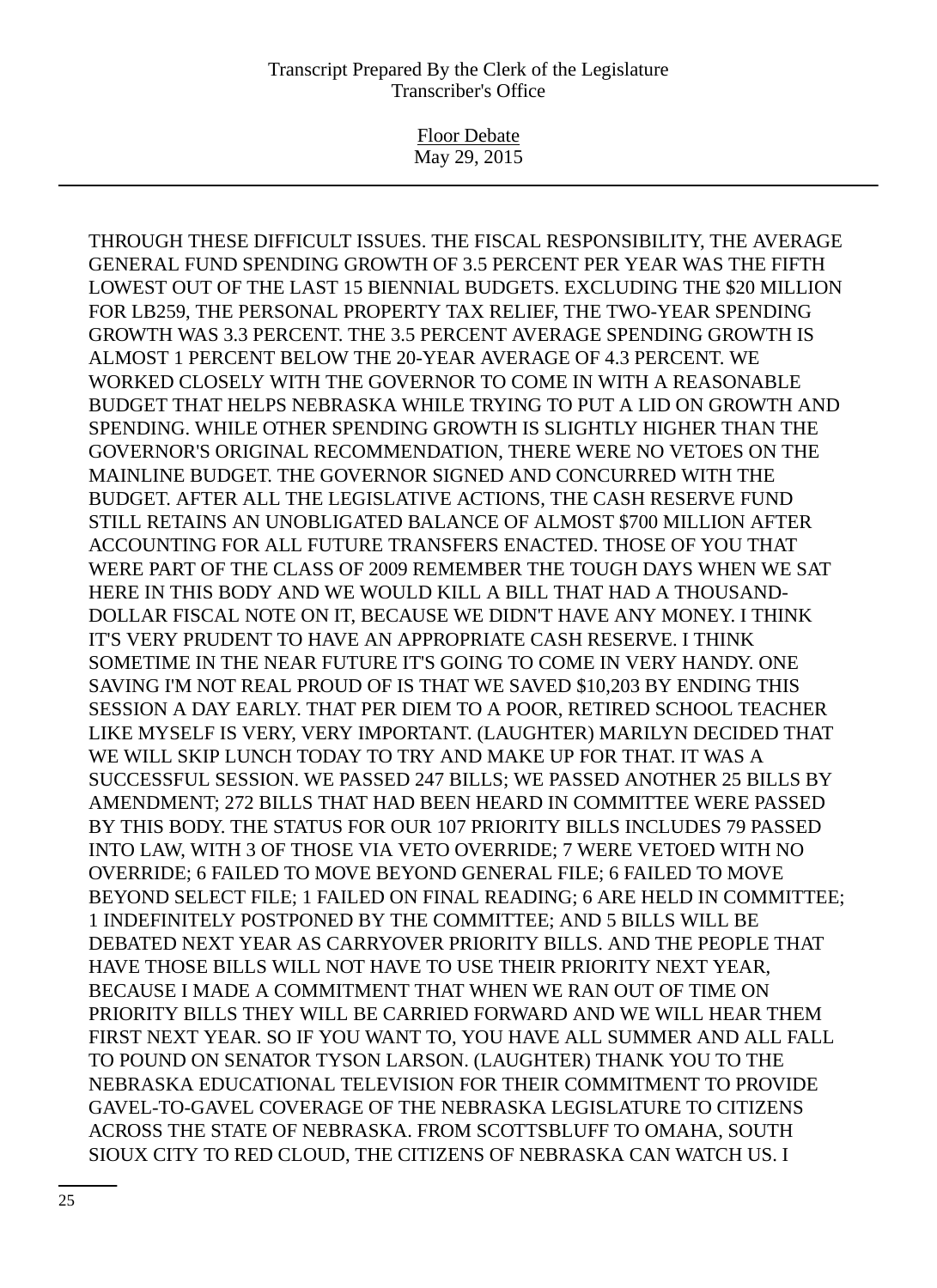THROUGH THESE DIFFICULT ISSUES. THE FISCAL RESPONSIBILITY, THE AVERAGE GENERAL FUND SPENDING GROWTH OF 3.5 PERCENT PER YEAR WAS THE FIFTH LOWEST OUT OF THE LAST 15 BIENNIAL BUDGETS. EXCLUDING THE $20 MILLION FOR LB259, THE PERSONAL PROPERTY TAX RELIEF, THE TWO-YEAR SPENDING GROWTH WAS 3.3 PERCENT. THE 3.5 PERCENT AVERAGE SPENDING GROWTH IS ALMOST 1 PERCENT BELOW THE 20-YEAR AVERAGE OF 4.3 PERCENT. WE WORKED CLOSELY WITH THE GOVERNOR TO COME IN WITH A REASONABLE BUDGET THAT HELPS NEBRASKA WHILE TRYING TO PUT A LID ON GROWTH AND SPENDING. WHILE OTHER SPENDING GROWTH IS SLIGHTLY HIGHER THAN THE GOVERNOR'S ORIGINAL RECOMMENDATION, THERE WERE NO VETOES ON THE MAINLINE BUDGET. THE GOVERNOR SIGNED AND CONCURRED WITH THE BUDGET. AFTER ALL THE LEGISLATIVE ACTIONS, THE CASH RESERVE FUND STILL RETAINS AN UNOBLIGATED BALANCE OF ALMOST $700 MILLION AFTER ACCOUNTING FOR ALL FUTURE TRANSFERS ENACTED. THOSE OF YOU THAT WERE PART OF THE CLASS OF 2009 REMEMBER THE TOUGH DAYS WHEN WE SAT HERE IN THIS BODY AND WE WOULD KILL A BILL THAT HAD A THOUSAND-DOLLAR FISCAL NOTE ON IT, BECAUSE WE DIDN'T HAVE ANY MONEY. I THINK IT'S VERY PRUDENT TO HAVE AN APPROPRIATE CASH RESERVE. I THINK SOMETIME IN THE NEAR FUTURE IT'S GOING TO COME IN VERY HANDY. ONE SAVING I'M NOT REAL PROUD OF IS THAT WE SAVED $10,203 BY ENDING THIS SESSION A DAY EARLY. THAT PER DIEM TO A POOR, RETIRED SCHOOL TEACHER LIKE MYSELF IS VERY, VERY IMPORTANT. (LAUGHTER) MARILYN DECIDED THAT WE WILL SKIP LUNCH TODAY TO TRY AND MAKE UP FOR THAT. IT WAS A SUCCESSFUL SESSION. WE PASSED 247 BILLS; WE PASSED ANOTHER 25 BILLS BY AMENDMENT; 272 BILLS THAT HAD BEEN HEARD IN COMMITTEE WERE PASSED BY THIS BODY. THE STATUS FOR OUR 107 PRIORITY BILLS INCLUDES 79 PASSED INTO LAW, WITH 3 OF THOSE VIA VETO OVERRIDE; 7 WERE VETOED WITH NO OVERRIDE; 6 FAILED TO MOVE BEYOND GENERAL FILE; 6 FAILED TO MOVE BEYOND SELECT FILE; 1 FAILED ON FINAL READING; 6 ARE HELD IN COMMITTEE; 1 INDEFINITELY POSTPONED BY THE COMMITTEE; AND 5 BILLS WILL BE DEBATED NEXT YEAR AS CARRYOVER PRIORITY BILLS. AND THE PEOPLE THAT HAVE THOSE BILLS WILL NOT HAVE TO USE THEIR PRIORITY NEXT YEAR, BECAUSE I MADE A COMMITMENT THAT WHEN WE RAN OUT OF TIME ON PRIORITY BILLS THEY WILL BE CARRIED FORWARD AND WE WILL HEAR THEM FIRST NEXT YEAR. SO IF YOU WANT TO, YOU HAVE ALL SUMMER AND ALL FALL TO POUND ON SENATOR TYSON LARSON. (LAUGHTER) THANK YOU TO THE NEBRASKA EDUCATIONAL TELEVISION FOR THEIR COMMITMENT TO PROVIDE GAVEL-TO-GAVEL COVERAGE OF THE NEBRASKA LEGISLATURE TO CITIZENS ACROSS THE STATE OF NEBRASKA. FROM SCOTTSBLUFF TO OMAHA, SOUTH SIOUX CITY TO RED CLOUD, THE CITIZENS OF NEBRASKA CAN WATCH US. I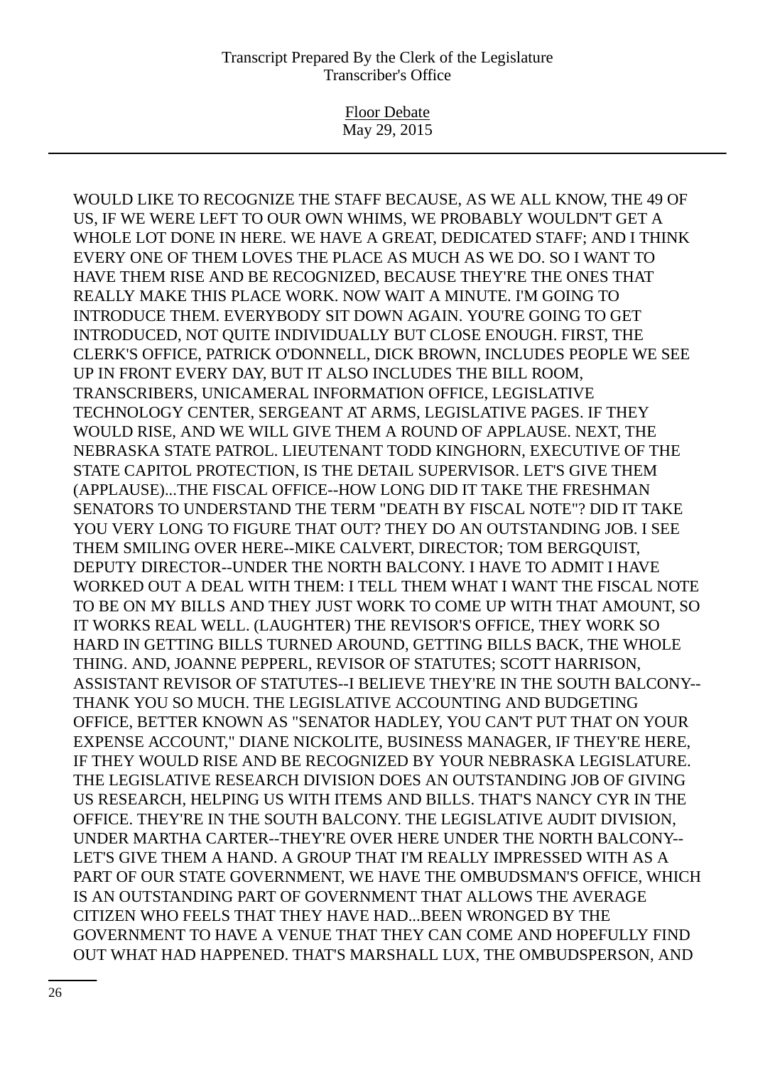WOULD LIKE TO RECOGNIZE THE STAFF BECAUSE, AS WE ALL KNOW, THE 49 OF US, IF WE WERE LEFT TO OUR OWN WHIMS, WE PROBABLY WOULDN'T GET A WHOLE LOT DONE IN HERE. WE HAVE A GREAT, DEDICATED STAFF; AND I THINK EVERY ONE OF THEM LOVES THE PLACE AS MUCH AS WE DO. SO I WANT TO HAVE THEM RISE AND BE RECOGNIZED, BECAUSE THEY'RE THE ONES THAT REALLY MAKE THIS PLACE WORK. NOW WAIT A MINUTE. I'M GOING TO INTRODUCE THEM. EVERYBODY SIT DOWN AGAIN. YOU'RE GOING TO GET INTRODUCED, NOT QUITE INDIVIDUALLY BUT CLOSE ENOUGH. FIRST, THE CLERK'S OFFICE, PATRICK O'DONNELL, DICK BROWN, INCLUDES PEOPLE WE SEE UP IN FRONT EVERY DAY, BUT IT ALSO INCLUDES THE BILL ROOM, TRANSCRIBERS, UNICAMERAL INFORMATION OFFICE, LEGISLATIVE TECHNOLOGY CENTER, SERGEANT AT ARMS, LEGISLATIVE PAGES. IF THEY WOULD RISE, AND WE WILL GIVE THEM A ROUND OF APPLAUSE. NEXT, THE NEBRASKA STATE PATROL. LIEUTENANT TODD KINGHORN, EXECUTIVE OF THE STATE CAPITOL PROTECTION, IS THE DETAIL SUPERVISOR. LET'S GIVE THEM (APPLAUSE)...THE FISCAL OFFICE--HOW LONG DID IT TAKE THE FRESHMAN SENATORS TO UNDERSTAND THE TERM "DEATH BY FISCAL NOTE"? DID IT TAKE YOU VERY LONG TO FIGURE THAT OUT? THEY DO AN OUTSTANDING JOB. I SEE THEM SMILING OVER HERE--MIKE CALVERT, DIRECTOR; TOM BERGQUIST, DEPUTY DIRECTOR--UNDER THE NORTH BALCONY. I HAVE TO ADMIT I HAVE WORKED OUT A DEAL WITH THEM: I TELL THEM WHAT I WANT THE FISCAL NOTE TO BE ON MY BILLS AND THEY JUST WORK TO COME UP WITH THAT AMOUNT, SO IT WORKS REAL WELL. (LAUGHTER) THE REVISOR'S OFFICE, THEY WORK SO HARD IN GETTING BILLS TURNED AROUND, GETTING BILLS BACK, THE WHOLE THING. AND, JOANNE PEPPERL, REVISOR OF STATUTES; SCOTT HARRISON, ASSISTANT REVISOR OF STATUTES--I BELIEVE THEY'RE IN THE SOUTH BALCONY--THANK YOU SO MUCH. THE LEGISLATIVE ACCOUNTING AND BUDGETING OFFICE, BETTER KNOWN AS "SENATOR HADLEY, YOU CAN'T PUT THAT ON YOUR EXPENSE ACCOUNT," DIANE NICKOLITE, BUSINESS MANAGER, IF THEY'RE HERE, IF THEY WOULD RISE AND BE RECOGNIZED BY YOUR NEBRASKA LEGISLATURE. THE LEGISLATIVE RESEARCH DIVISION DOES AN OUTSTANDING JOB OF GIVING US RESEARCH, HELPING US WITH ITEMS AND BILLS. THAT'S NANCY CYR IN THE OFFICE. THEY'RE IN THE SOUTH BALCONY. THE LEGISLATIVE AUDIT DIVISION, UNDER MARTHA CARTER--THEY'RE OVER HERE UNDER THE NORTH BALCONY--LET'S GIVE THEM A HAND. A GROUP THAT I'M REALLY IMPRESSED WITH AS A PART OF OUR STATE GOVERNMENT, WE HAVE THE OMBUDSMAN'S OFFICE, WHICH IS AN OUTSTANDING PART OF GOVERNMENT THAT ALLOWS THE AVERAGE CITIZEN WHO FEELS THAT THEY HAVE HAD...BEEN WRONGED BY THE GOVERNMENT TO HAVE A VENUE THAT THEY CAN COME AND HOPEFULLY FIND OUT WHAT HAD HAPPENED. THAT'S MARSHALL LUX, THE OMBUDSPERSON, AND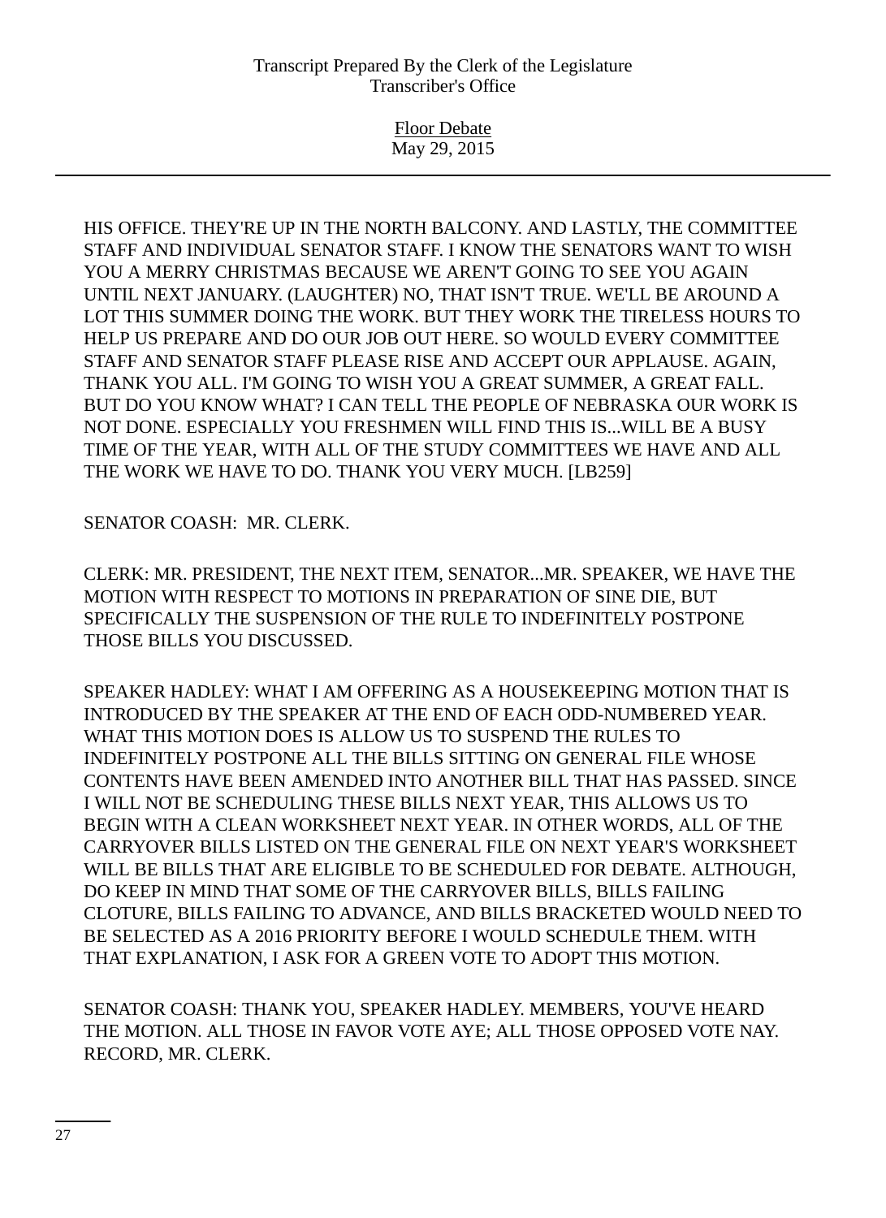HIS OFFICE. THEY'RE UP IN THE NORTH BALCONY. AND LASTLY, THE COMMITTEE STAFF AND INDIVIDUAL SENATOR STAFF. I KNOW THE SENATORS WANT TO WISH YOU A MERRY CHRISTMAS BECAUSE WE AREN'T GOING TO SEE YOU AGAIN UNTIL NEXT JANUARY. (LAUGHTER) NO, THAT ISN'T TRUE. WE'LL BE AROUND A LOT THIS SUMMER DOING THE WORK. BUT THEY WORK THE TIRELESS HOURS TO HELP US PREPARE AND DO OUR JOB OUT HERE. SO WOULD EVERY COMMITTEE STAFF AND SENATOR STAFF PLEASE RISE AND ACCEPT OUR APPLAUSE. AGAIN, THANK YOU ALL. I'M GOING TO WISH YOU A GREAT SUMMER, A GREAT FALL. BUT DO YOU KNOW WHAT? I CAN TELL THE PEOPLE OF NEBRASKA OUR WORK IS NOT DONE. ESPECIALLY YOU FRESHMEN WILL FIND THIS IS...WILL BE A BUSY TIME OF THE YEAR, WITH ALL OF THE STUDY COMMITTEES WE HAVE AND ALL THE WORK WE HAVE TO DO. THANK YOU VERY MUCH. [LB259]

SENATOR COASH: MR. CLERK.

CLERK: MR. PRESIDENT, THE NEXT ITEM, SENATOR...MR. SPEAKER, WE HAVE THE MOTION WITH RESPECT TO MOTIONS IN PREPARATION OF SINE DIE, BUT SPECIFICALLY THE SUSPENSION OF THE RULE TO INDEFINITELY POSTPONE THOSE BILLS YOU DISCUSSED.

SPEAKER HADLEY: WHAT I AM OFFERING AS A HOUSEKEEPING MOTION THAT IS INTRODUCED BY THE SPEAKER AT THE END OF EACH ODD-NUMBERED YEAR. WHAT THIS MOTION DOES IS ALLOW US TO SUSPEND THE RULES TO INDEFINITELY POSTPONE ALL THE BILLS SITTING ON GENERAL FILE WHOSE CONTENTS HAVE BEEN AMENDED INTO ANOTHER BILL THAT HAS PASSED. SINCE I WILL NOT BE SCHEDULING THESE BILLS NEXT YEAR, THIS ALLOWS US TO BEGIN WITH A CLEAN WORKSHEET NEXT YEAR. IN OTHER WORDS, ALL OF THE CARRYOVER BILLS LISTED ON THE GENERAL FILE ON NEXT YEAR'S WORKSHEET WILL BE BILLS THAT ARE ELIGIBLE TO BE SCHEDULED FOR DEBATE. ALTHOUGH, DO KEEP IN MIND THAT SOME OF THE CARRYOVER BILLS, BILLS FAILING CLOTURE, BILLS FAILING TO ADVANCE, AND BILLS BRACKETED WOULD NEED TO BE SELECTED AS A 2016 PRIORITY BEFORE I WOULD SCHEDULE THEM. WITH THAT EXPLANATION, I ASK FOR A GREEN VOTE TO ADOPT THIS MOTION.

SENATOR COASH: THANK YOU, SPEAKER HADLEY. MEMBERS, YOU'VE HEARD THE MOTION. ALL THOSE IN FAVOR VOTE AYE; ALL THOSE OPPOSED VOTE NAY. RECORD, MR. CLERK.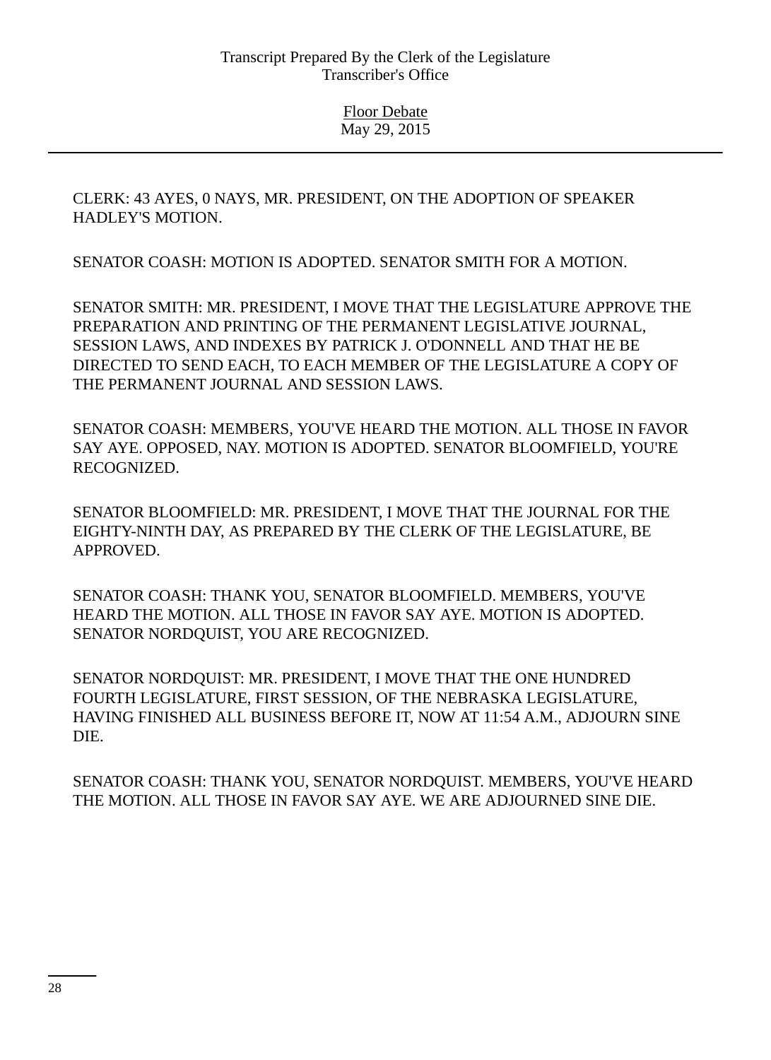CLERK: 43 AYES, 0 NAYS, MR. PRESIDENT, ON THE ADOPTION OF SPEAKER HADLEY'S MOTION.

SENATOR COASH: MOTION IS ADOPTED. SENATOR SMITH FOR A MOTION.

SENATOR SMITH: MR. PRESIDENT, I MOVE THAT THE LEGISLATURE APPROVE THE PREPARATION AND PRINTING OF THE PERMANENT LEGISLATIVE JOURNAL, SESSION LAWS, AND INDEXES BY PATRICK J. O'DONNELL AND THAT HE BE DIRECTED TO SEND EACH, TO EACH MEMBER OF THE LEGISLATURE A COPY OF THE PERMANENT JOURNAL AND SESSION LAWS.

SENATOR COASH: MEMBERS, YOU'VE HEARD THE MOTION. ALL THOSE IN FAVOR SAY AYE. OPPOSED, NAY. MOTION IS ADOPTED. SENATOR BLOOMFIELD, YOU'RE RECOGNIZED.

SENATOR BLOOMFIELD: MR. PRESIDENT, I MOVE THAT THE JOURNAL FOR THE EIGHTY-NINTH DAY, AS PREPARED BY THE CLERK OF THE LEGISLATURE, BE APPROVED.

SENATOR COASH: THANK YOU, SENATOR BLOOMFIELD. MEMBERS, YOU'VE HEARD THE MOTION. ALL THOSE IN FAVOR SAY AYE. MOTION IS ADOPTED. SENATOR NORDQUIST, YOU ARE RECOGNIZED.

SENATOR NORDQUIST: MR. PRESIDENT, I MOVE THAT THE ONE HUNDRED FOURTH LEGISLATURE, FIRST SESSION, OF THE NEBRASKA LEGISLATURE, HAVING FINISHED ALL BUSINESS BEFORE IT, NOW AT 11:54 A.M., ADJOURN SINE DIE.

SENATOR COASH: THANK YOU, SENATOR NORDQUIST. MEMBERS, YOU'VE HEARD THE MOTION. ALL THOSE IN FAVOR SAY AYE. WE ARE ADJOURNED SINE DIE.